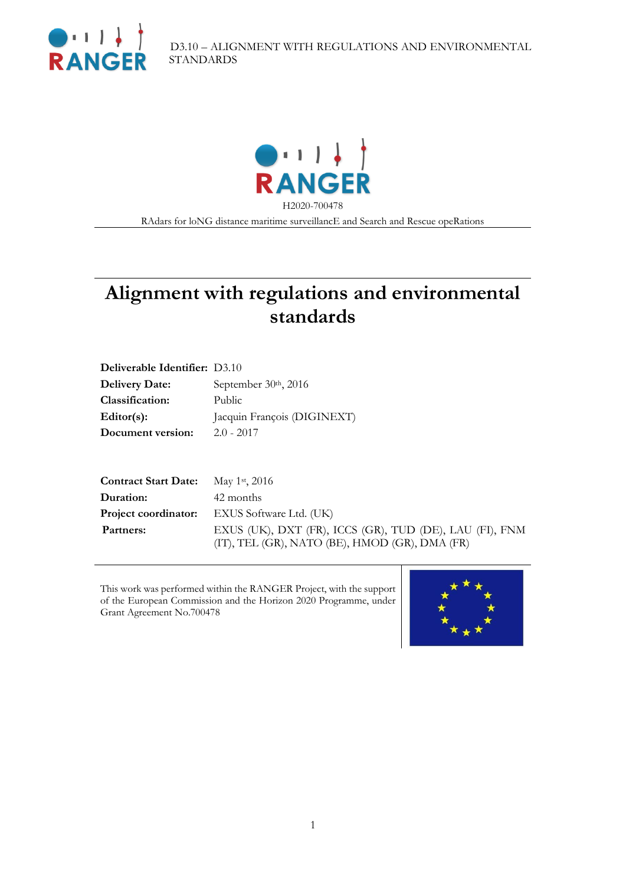RANGER

H2020-700478

RAdars for loNG distance maritime surveillancE and Search and Rescue opeRations

# Alignment with regulations and environmental standards

| | |
|---|---|
| **Deliverable Identifier:** | D3.10 |
| **Delivery Date:** | September 30th, 2016 |
| **Classification:** | Public |
| **Editor(s):** | Jacquin François (DIGINEXT) |
| **Document version:** | 2.0 - 2017 |

| | |
|---|---|
| **Contract Start Date:** | May 1st, 2016 |
| **Duration:** | 42 months |
| **Project coordinator:** | EXUS Software Ltd. (UK) |
| **Partners:** | EXUS (UK), DXT (FR), ICCS (GR), TUD (DE), LAU (FI), FNM (IT), TEL (GR), NATO (BE), HMOD (GR), DMA (FR) |

This work was performed within the RANGER Project, with the support of the European Commission and the Horizon 2020 Programme, under Grant Agreement No.700478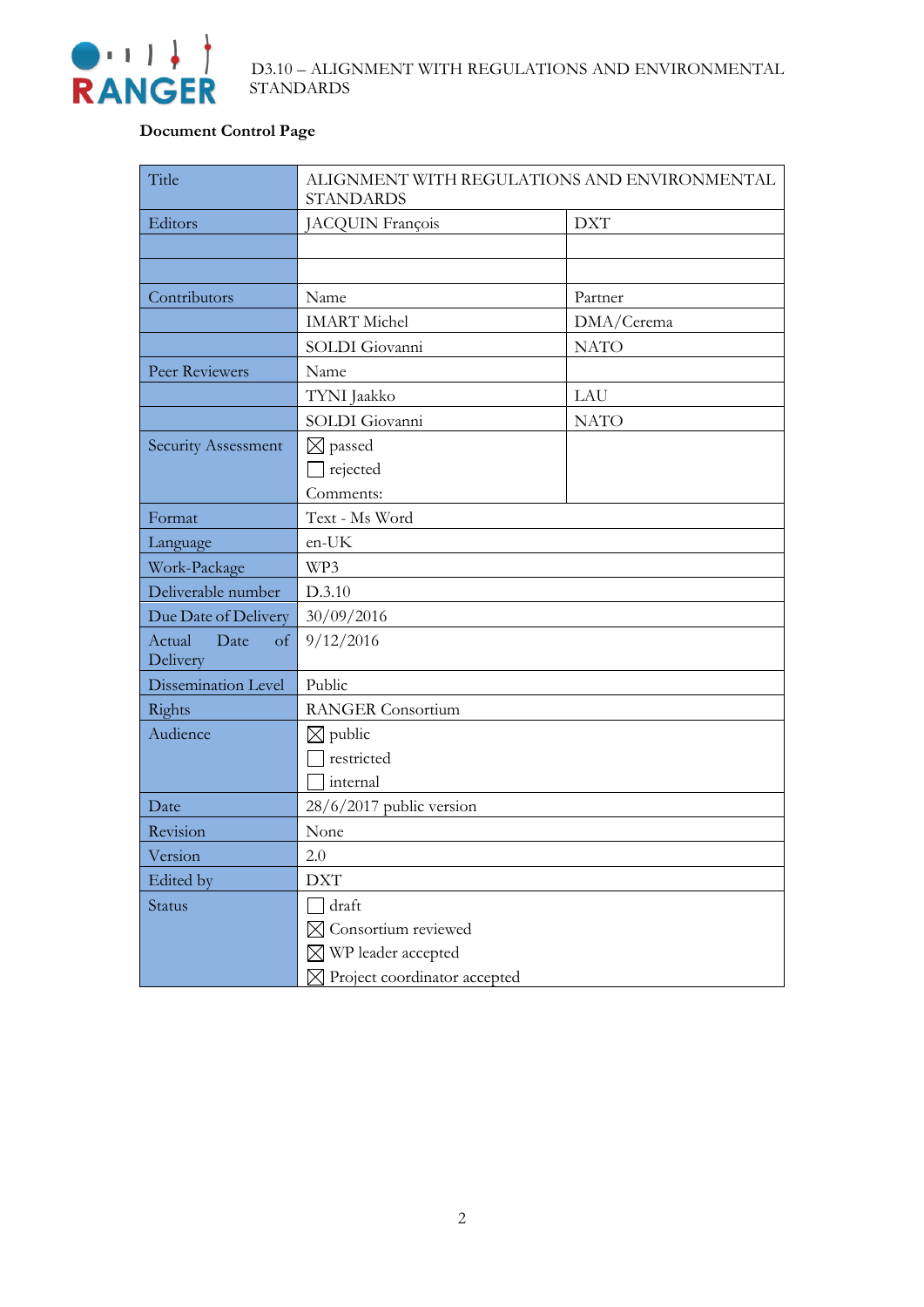**Document Control Page**

| Title | ALIGNMENT WITH REGULATIONS AND ENVIRONMENTAL STANDARDS | |
|---|---|---|
| Editors | JACQUIN François | DXT |
| | | |
| | | |
| Contributors | Name | Partner |
| | IMART Michel | DMA/Cerema |
| | SOLDI Giovanni | NATO |
| Peer Reviewers | Name | |
| | TYNI Jaakko | LAU |
| | SOLDI Giovanni | NATO |
| Security Assessment | ☒ passed<br>☐ rejected<br>Comments: | |
| Format | Text - Ms Word | |
| Language | en-UK | |
| Work-Package | WP3 | |
| Deliverable number | D.3.10 | |
| Due Date of Delivery | 30/09/2016 | |
| Actual Date of Delivery | 9/12/2016 | |
| Dissemination Level | Public | |
| Rights | RANGER Consortium | |
| Audience | ☒ public<br>☐ restricted<br>☐ internal | |
| Date | 28/6/2017 public version | |
| Revision | None | |
| Version | 2.0 | |
| Edited by | DXT | |
| Status | ☐ draft<br>☒ Consortium reviewed<br>☒ WP leader accepted<br>☒ Project coordinator accepted | |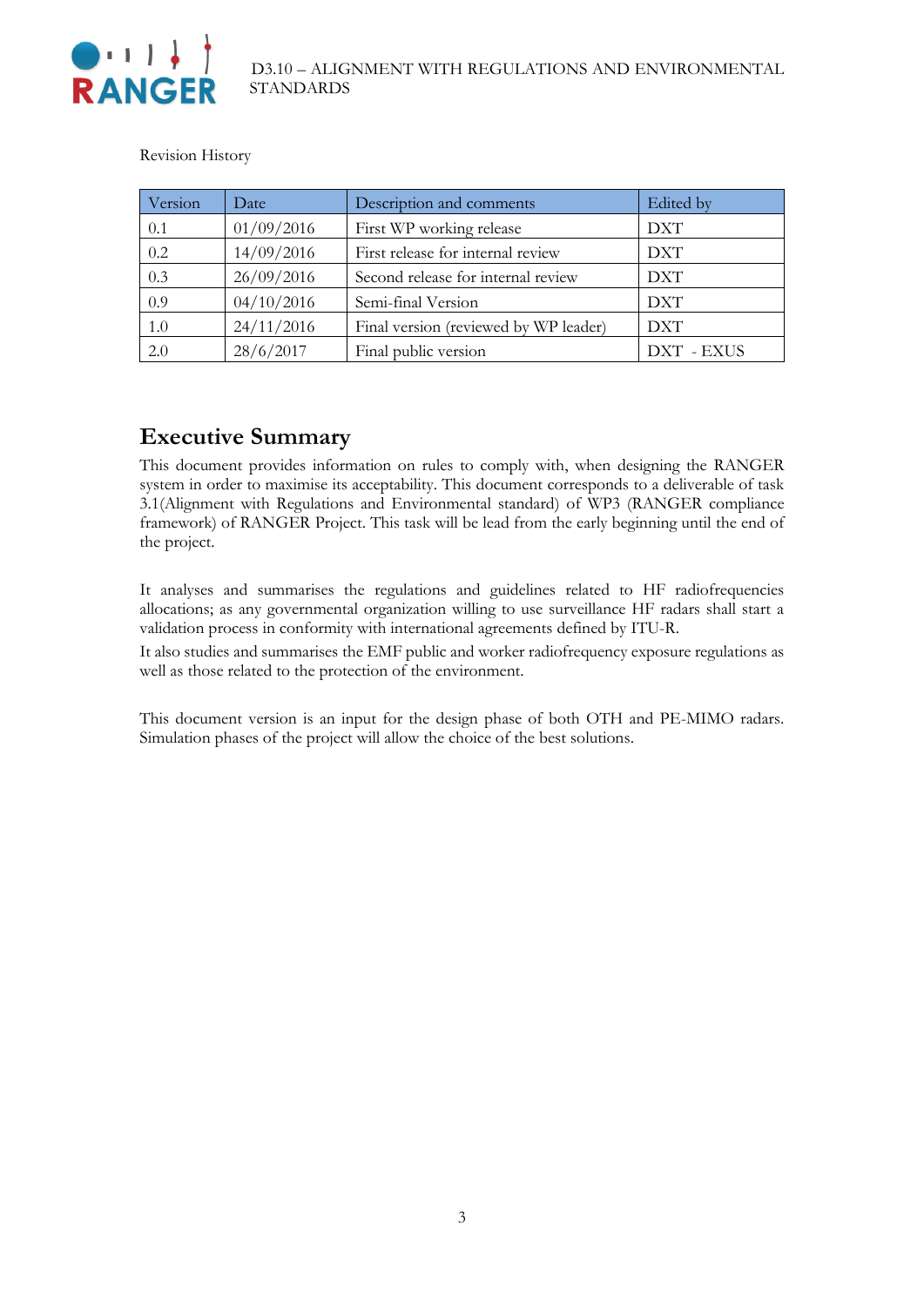Revision History

| Version | Date | Description and comments | Edited by |
|---|---|---|---|
| 0.1 | 01/09/2016 | First WP working release | DXT |
| 0.2 | 14/09/2016 | First release for internal review | DXT |
| 0.3 | 26/09/2016 | Second release for internal review | DXT |
| 0.9 | 04/10/2016 | Semi-final Version | DXT |
| 1.0 | 24/11/2016 | Final version (reviewed by WP leader) | DXT |
| 2.0 | 28/6/2017 | Final public version | DXT - EXUS |

# Executive Summary

This document provides information on rules to comply with, when designing the RANGER system in order to maximise its acceptability. This document corresponds to a deliverable of task 3.1(Alignment with Regulations and Environmental standard) of WP3 (RANGER compliance framework) of RANGER Project. This task will be lead from the early beginning until the end of the project.

It analyses and summarises the regulations and guidelines related to HF radiofrequencies allocations; as any governmental organization willing to use surveillance HF radars shall start a validation process in conformity with international agreements defined by ITU-R.

It also studies and summarises the EMF public and worker radiofrequency exposure regulations as well as those related to the protection of the environment.

This document version is an input for the design phase of both OTH and PE-MIMO radars. Simulation phases of the project will allow the choice of the best solutions.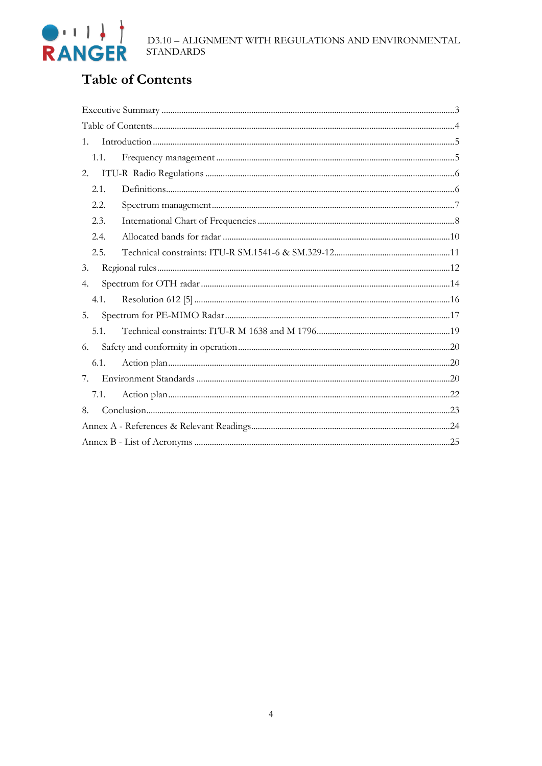# Table of Contents

Executive Summary ..... 3
Table of Contents ..... 4
1. Introduction ..... 5
   1.1. Frequency management ..... 5
2. ITU-R Radio Regulations ..... 6
   2.1. Definitions ..... 6
   2.2. Spectrum management ..... 7
   2.3. International Chart of Frequencies ..... 8
   2.4. Allocated bands for radar ..... 10
   2.5. Technical constraints: ITU-R SM.1541-6 & SM.329-12 ..... 11
3. Regional rules ..... 12
4. Spectrum for OTH radar ..... 14
   4.1. Resolution 612 [5] ..... 16
5. Spectrum for PE-MIMO Radar ..... 17
   5.1. Technical constraints: ITU-R M 1638 and M 1796 ..... 19
6. Safety and conformity in operation ..... 20
   6.1. Action plan ..... 20
7. Environment Standards ..... 20
   7.1. Action plan ..... 22
8. Conclusion ..... 23
Annex A - References & Relevant Readings ..... 24
Annex B - List of Acronyms ..... 25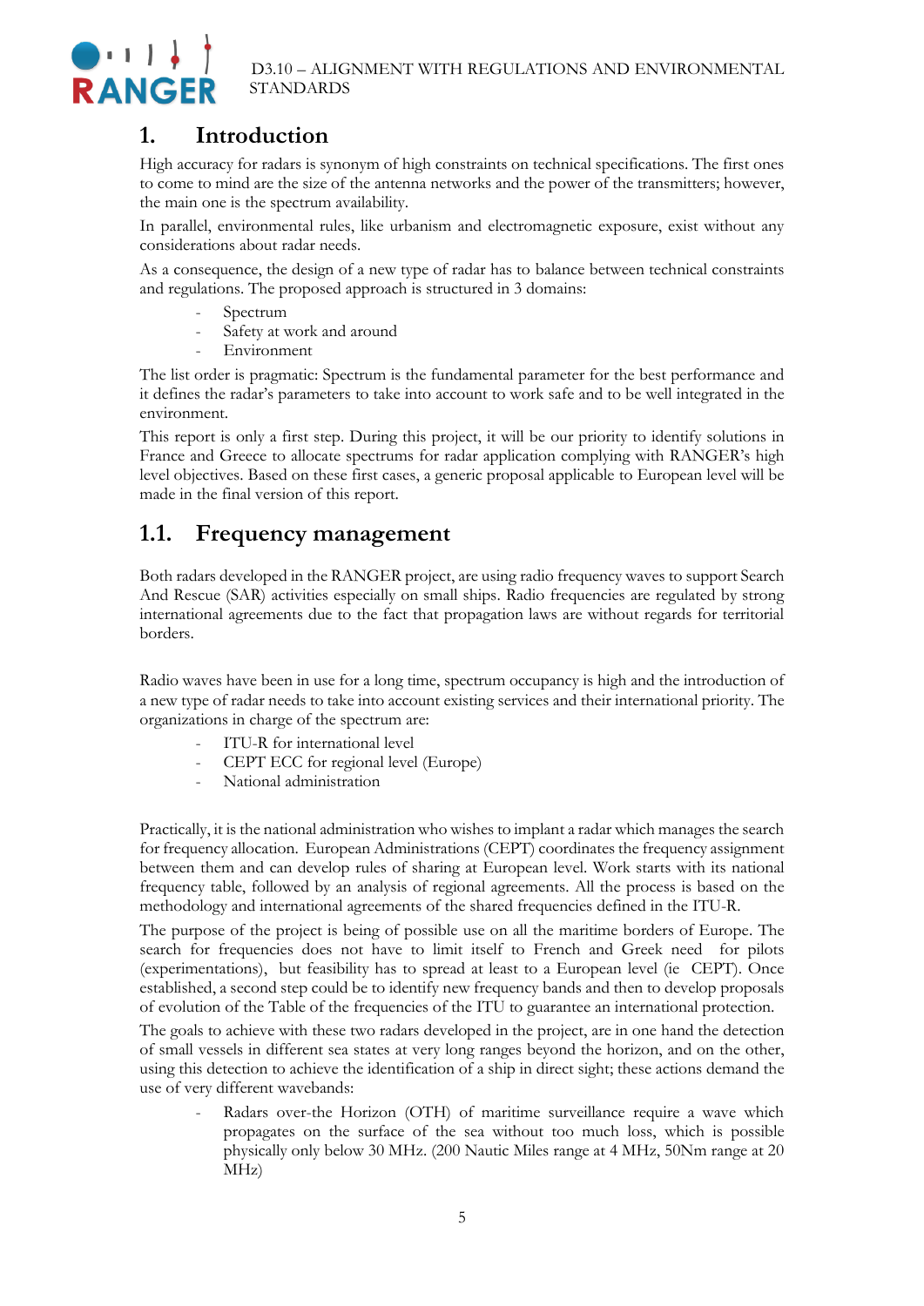# 1. Introduction

High accuracy for radars is synonym of high constraints on technical specifications. The first ones to come to mind are the size of the antenna networks and the power of the transmitters; however, the main one is the spectrum availability.

In parallel, environmental rules, like urbanism and electromagnetic exposure, exist without any considerations about radar needs.

As a consequence, the design of a new type of radar has to balance between technical constraints and regulations. The proposed approach is structured in 3 domains:

- Spectrum
- Safety at work and around
- Environment

The list order is pragmatic: Spectrum is the fundamental parameter for the best performance and it defines the radar's parameters to take into account to work safe and to be well integrated in the environment.

This report is only a first step. During this project, it will be our priority to identify solutions in France and Greece to allocate spectrums for radar application complying with RANGER's high level objectives. Based on these first cases, a generic proposal applicable to European level will be made in the final version of this report.

## 1.1. Frequency management

Both radars developed in the RANGER project, are using radio frequency waves to support Search And Rescue (SAR) activities especially on small ships. Radio frequencies are regulated by strong international agreements due to the fact that propagation laws are without regards for territorial borders.

Radio waves have been in use for a long time, spectrum occupancy is high and the introduction of a new type of radar needs to take into account existing services and their international priority. The organizations in charge of the spectrum are:

- ITU-R for international level
- CEPT ECC for regional level (Europe)
- National administration

Practically, it is the national administration who wishes to implant a radar which manages the search for frequency allocation. European Administrations (CEPT) coordinates the frequency assignment between them and can develop rules of sharing at European level. Work starts with its national frequency table, followed by an analysis of regional agreements. All the process is based on the methodology and international agreements of the shared frequencies defined in the ITU-R.

The purpose of the project is being of possible use on all the maritime borders of Europe. The search for frequencies does not have to limit itself to French and Greek need for pilots (experimentations), but feasibility has to spread at least to a European level (ie CEPT). Once established, a second step could be to identify new frequency bands and then to develop proposals of evolution of the Table of the frequencies of the ITU to guarantee an international protection.

The goals to achieve with these two radars developed in the project, are in one hand the detection of small vessels in different sea states at very long ranges beyond the horizon, and on the other, using this detection to achieve the identification of a ship in direct sight; these actions demand the use of very different wavebands:

- Radars over-the Horizon (OTH) of maritime surveillance require a wave which propagates on the surface of the sea without too much loss, which is possible physically only below 30 MHz. (200 Nautic Miles range at 4 MHz, 50Nm range at 20 MHz)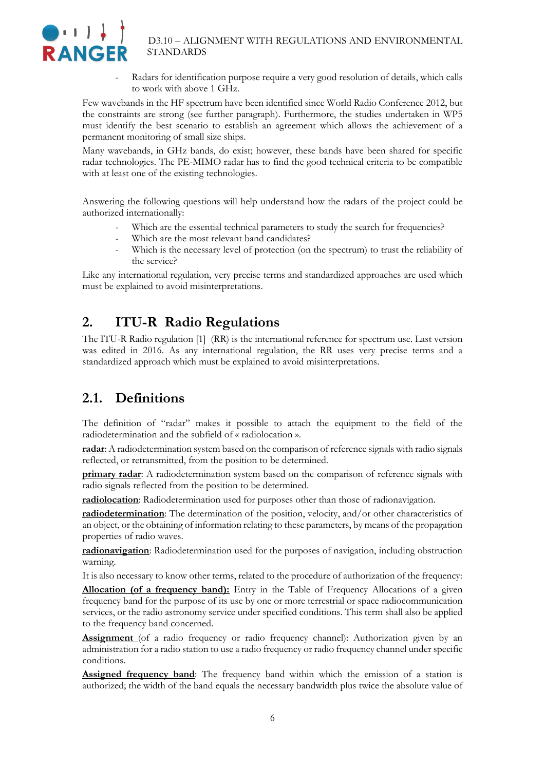- Radars for identification purpose require a very good resolution of details, which calls to work with above 1 GHz.

Few wavebands in the HF spectrum have been identified since World Radio Conference 2012, but the constraints are strong (see further paragraph). Furthermore, the studies undertaken in WP5 must identify the best scenario to establish an agreement which allows the achievement of a permanent monitoring of small size ships.

Many wavebands, in GHz bands, do exist; however, these bands have been shared for specific radar technologies. The PE-MIMO radar has to find the good technical criteria to be compatible with at least one of the existing technologies.

Answering the following questions will help understand how the radars of the project could be authorized internationally:

- Which are the essential technical parameters to study the search for frequencies?
- Which are the most relevant band candidates?
- Which is the necessary level of protection (on the spectrum) to trust the reliability of the service?

Like any international regulation, very precise terms and standardized approaches are used which must be explained to avoid misinterpretations.

# 2. ITU-R Radio Regulations

The ITU-R Radio regulation [1] (RR) is the international reference for spectrum use. Last version was edited in 2016. As any international regulation, the RR uses very precise terms and a standardized approach which must be explained to avoid misinterpretations.

## 2.1. Definitions

The definition of "radar" makes it possible to attach the equipment to the field of the radiodetermination and the subfield of « radiolocation ».

**radar**: A radiodetermination system based on the comparison of reference signals with radio signals reflected, or retransmitted, from the position to be determined.

**primary radar**: A radiodetermination system based on the comparison of reference signals with radio signals reflected from the position to be determined.

**radiolocation**: Radiodetermination used for purposes other than those of radionavigation.

**radiodetermination**: The determination of the position, velocity, and/or other characteristics of an object, or the obtaining of information relating to these parameters, by means of the propagation properties of radio waves.

**radionavigation**: Radiodetermination used for the purposes of navigation, including obstruction warning.

It is also necessary to know other terms, related to the procedure of authorization of the frequency:

**Allocation (of a frequency band):** Entry in the Table of Frequency Allocations of a given frequency band for the purpose of its use by one or more terrestrial or space radiocommunication services, or the radio astronomy service under specified conditions. This term shall also be applied to the frequency band concerned.

**Assignment** (of a radio frequency or radio frequency channel): Authorization given by an administration for a radio station to use a radio frequency or radio frequency channel under specific conditions.

**Assigned frequency band**: The frequency band within which the emission of a station is authorized; the width of the band equals the necessary bandwidth plus twice the absolute value of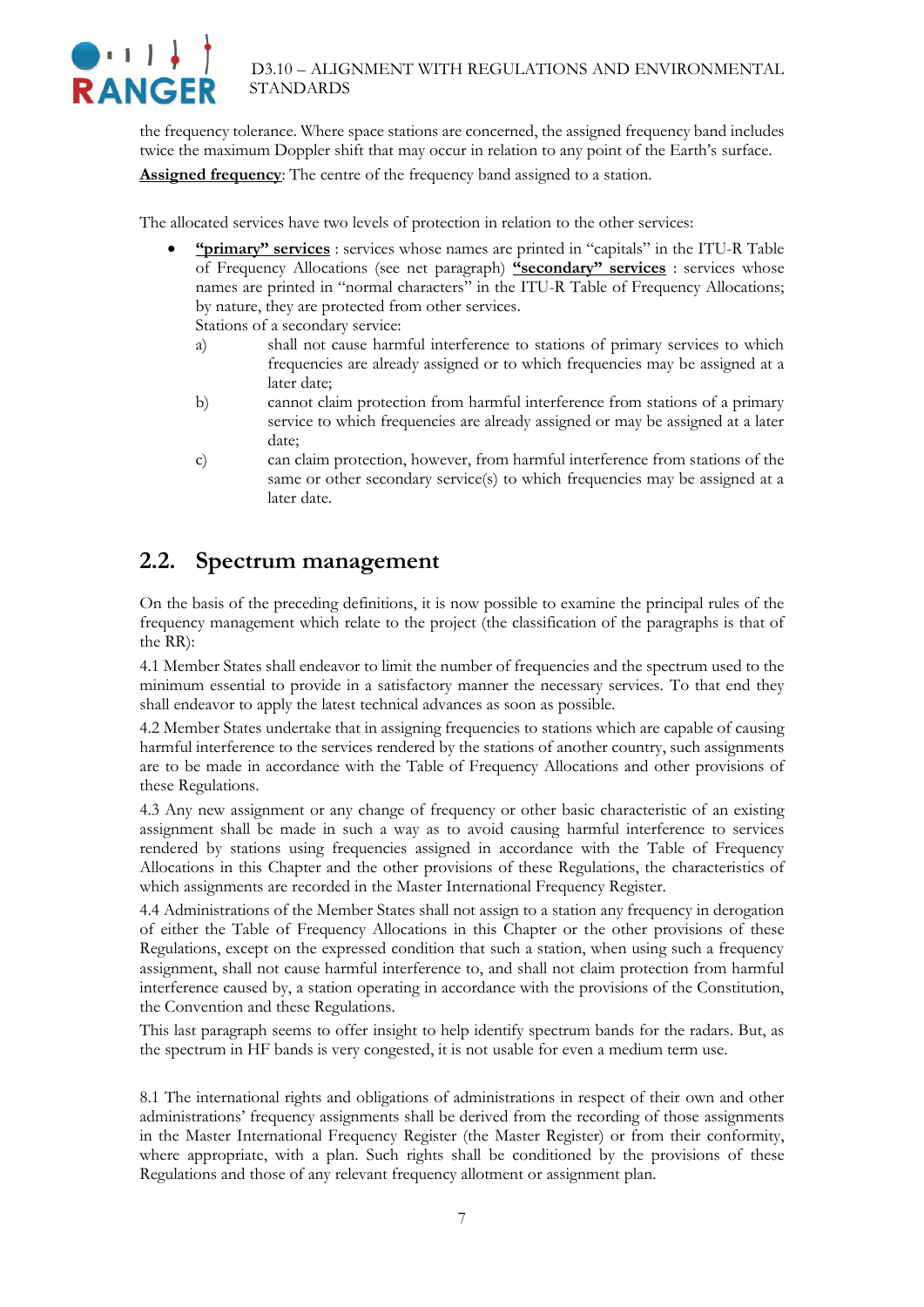the frequency tolerance. Where space stations are concerned, the assigned frequency band includes twice the maximum Doppler shift that may occur in relation to any point of the Earth's surface.

**Assigned frequency**: The centre of the frequency band assigned to a station.

The allocated services have two levels of protection in relation to the other services:

- **"primary" services** : services whose names are printed in "capitals" in the ITU-R Table of Frequency Allocations (see net paragraph) **"secondary" services** : services whose names are printed in "normal characters" in the ITU-R Table of Frequency Allocations; by nature, they are protected from other services.

  Stations of a secondary service:

  a) shall not cause harmful interference to stations of primary services to which frequencies are already assigned or to which frequencies may be assigned at a later date;

  b) cannot claim protection from harmful interference from stations of a primary service to which frequencies are already assigned or may be assigned at a later date;

  c) can claim protection, however, from harmful interference from stations of the same or other secondary service(s) to which frequencies may be assigned at a later date.

## 2.2. Spectrum management

On the basis of the preceding definitions, it is now possible to examine the principal rules of the frequency management which relate to the project (the classification of the paragraphs is that of the RR):

4.1 Member States shall endeavor to limit the number of frequencies and the spectrum used to the minimum essential to provide in a satisfactory manner the necessary services. To that end they shall endeavor to apply the latest technical advances as soon as possible.

4.2 Member States undertake that in assigning frequencies to stations which are capable of causing harmful interference to the services rendered by the stations of another country, such assignments are to be made in accordance with the Table of Frequency Allocations and other provisions of these Regulations.

4.3 Any new assignment or any change of frequency or other basic characteristic of an existing assignment shall be made in such a way as to avoid causing harmful interference to services rendered by stations using frequencies assigned in accordance with the Table of Frequency Allocations in this Chapter and the other provisions of these Regulations, the characteristics of which assignments are recorded in the Master International Frequency Register.

4.4 Administrations of the Member States shall not assign to a station any frequency in derogation of either the Table of Frequency Allocations in this Chapter or the other provisions of these Regulations, except on the expressed condition that such a station, when using such a frequency assignment, shall not cause harmful interference to, and shall not claim protection from harmful interference caused by, a station operating in accordance with the provisions of the Constitution, the Convention and these Regulations.

This last paragraph seems to offer insight to help identify spectrum bands for the radars. But, as the spectrum in HF bands is very congested, it is not usable for even a medium term use.

8.1 The international rights and obligations of administrations in respect of their own and other administrations' frequency assignments shall be derived from the recording of those assignments in the Master International Frequency Register (the Master Register) or from their conformity, where appropriate, with a plan. Such rights shall be conditioned by the provisions of these Regulations and those of any relevant frequency allotment or assignment plan.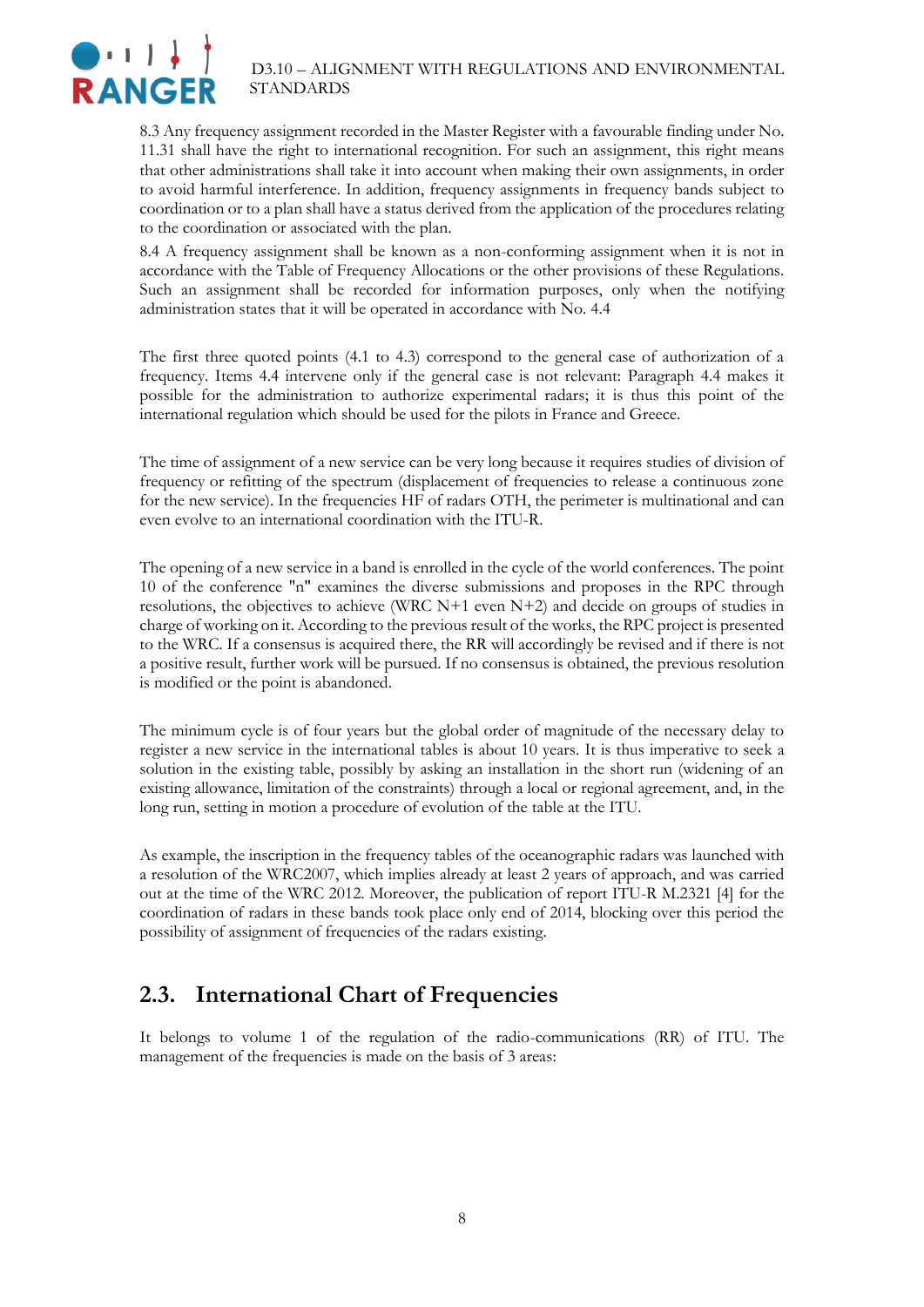8.3 Any frequency assignment recorded in the Master Register with a favourable finding under No. 11.31 shall have the right to international recognition. For such an assignment, this right means that other administrations shall take it into account when making their own assignments, in order to avoid harmful interference. In addition, frequency assignments in frequency bands subject to coordination or to a plan shall have a status derived from the application of the procedures relating to the coordination or associated with the plan.

8.4 A frequency assignment shall be known as a non-conforming assignment when it is not in accordance with the Table of Frequency Allocations or the other provisions of these Regulations. Such an assignment shall be recorded for information purposes, only when the notifying administration states that it will be operated in accordance with No. 4.4

The first three quoted points (4.1 to 4.3) correspond to the general case of authorization of a frequency. Items 4.4 intervene only if the general case is not relevant: Paragraph 4.4 makes it possible for the administration to authorize experimental radars; it is thus this point of the international regulation which should be used for the pilots in France and Greece.

The time of assignment of a new service can be very long because it requires studies of division of frequency or refitting of the spectrum (displacement of frequencies to release a continuous zone for the new service). In the frequencies HF of radars OTH, the perimeter is multinational and can even evolve to an international coordination with the ITU-R.

The opening of a new service in a band is enrolled in the cycle of the world conferences. The point 10 of the conference "n" examines the diverse submissions and proposes in the RPC through resolutions, the objectives to achieve (WRC N+1 even N+2) and decide on groups of studies in charge of working on it. According to the previous result of the works, the RPC project is presented to the WRC. If a consensus is acquired there, the RR will accordingly be revised and if there is not a positive result, further work will be pursued. If no consensus is obtained, the previous resolution is modified or the point is abandoned.

The minimum cycle is of four years but the global order of magnitude of the necessary delay to register a new service in the international tables is about 10 years. It is thus imperative to seek a solution in the existing table, possibly by asking an installation in the short run (widening of an existing allowance, limitation of the constraints) through a local or regional agreement, and, in the long run, setting in motion a procedure of evolution of the table at the ITU.

As example, the inscription in the frequency tables of the oceanographic radars was launched with a resolution of the WRC2007, which implies already at least 2 years of approach, and was carried out at the time of the WRC 2012. Moreover, the publication of report ITU-R M.2321 [4] for the coordination of radars in these bands took place only end of 2014, blocking over this period the possibility of assignment of frequencies of the radars existing.

## 2.3. International Chart of Frequencies

It belongs to volume 1 of the regulation of the radio-communications (RR) of ITU. The management of the frequencies is made on the basis of 3 areas: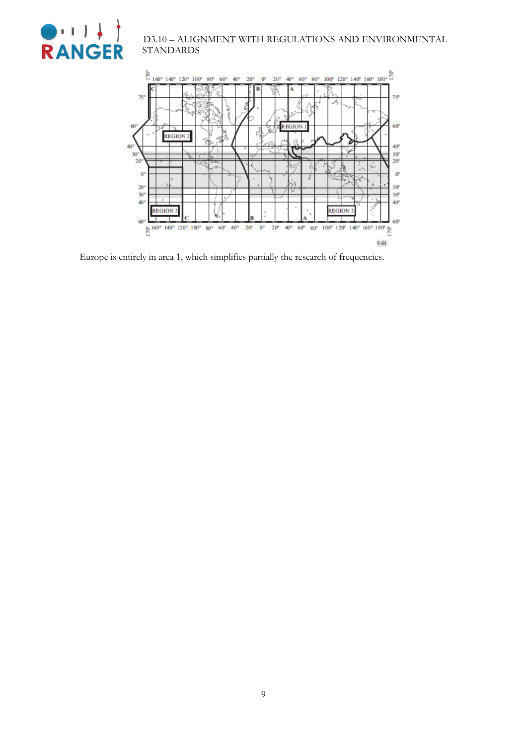Europe is entirely in area 1, which simplifies partially the research of frequencies.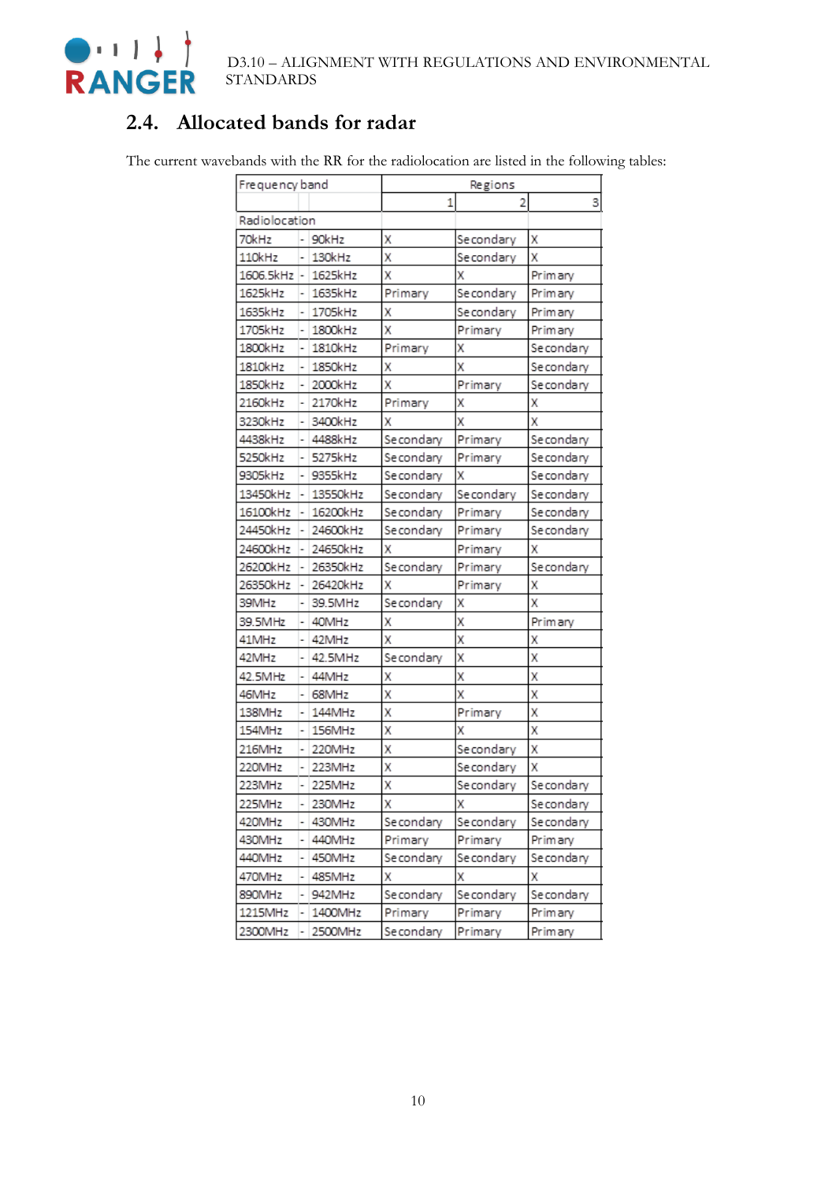## 2.4. Allocated bands for radar

The current wavebands with the RR for the radiolocation are listed in the following tables:

| Frequency band | | | Regions | | |
|---|---|---|---|---|---|
| | | | 1 | 2 | 3 |
| Radiolocation | | | | | |
| 70kHz | - | 90kHz | X | Secondary | X |
| 110kHz | - | 130kHz | X | Secondary | X |
| 1606.5kHz | - | 1625kHz | X | X | Primary |
| 1625kHz | - | 1635kHz | Primary | Secondary | Primary |
| 1635kHz | - | 1705kHz | X | Secondary | Primary |
| 1705kHz | - | 1800kHz | X | Primary | Primary |
| 1800kHz | - | 1810kHz | Primary | X | Secondary |
| 1810kHz | - | 1850kHz | X | X | Secondary |
| 1850kHz | - | 2000kHz | X | Primary | Secondary |
| 2160kHz | - | 2170kHz | Primary | X | X |
| 3230kHz | - | 3400kHz | X | X | X |
| 4438kHz | - | 4488kHz | Secondary | Primary | Secondary |
| 5250kHz | - | 5275kHz | Secondary | Primary | Secondary |
| 9305kHz | - | 9355kHz | Secondary | X | Secondary |
| 13450kHz | - | 13550kHz | Secondary | Secondary | Secondary |
| 16100kHz | - | 16200kHz | Secondary | Primary | Secondary |
| 24450kHz | - | 24600kHz | Secondary | Primary | Secondary |
| 24600kHz | - | 24650kHz | X | Primary | X |
| 26200kHz | - | 26350kHz | Secondary | Primary | Secondary |
| 26350kHz | - | 26420kHz | X | Primary | X |
| 39MHz | - | 39.5MHz | Secondary | X | X |
| 39.5MHz | - | 40MHz | X | X | Primary |
| 41MHz | - | 42MHz | X | X | X |
| 42MHz | - | 42.5MHz | Secondary | X | X |
| 42.5MHz | - | 44MHz | X | X | X |
| 46MHz | - | 68MHz | X | X | X |
| 138MHz | - | 144MHz | X | Primary | X |
| 154MHz | - | 156MHz | X | X | X |
| 216MHz | - | 220MHz | X | Secondary | X |
| 220MHz | - | 223MHz | X | Secondary | X |
| 223MHz | - | 225MHz | X | Secondary | Secondary |
| 225MHz | - | 230MHz | X | X | Secondary |
| 420MHz | - | 430MHz | Secondary | Secondary | Secondary |
| 430MHz | - | 440MHz | Primary | Primary | Primary |
| 440MHz | - | 450MHz | Secondary | Secondary | Secondary |
| 470MHz | - | 485MHz | X | X | X |
| 890MHz | - | 942MHz | Secondary | Secondary | Secondary |
| 1215MHz | - | 1400MHz | Primary | Primary | Primary |
| 2300MHz | - | 2500MHz | Secondary | Primary | Primary |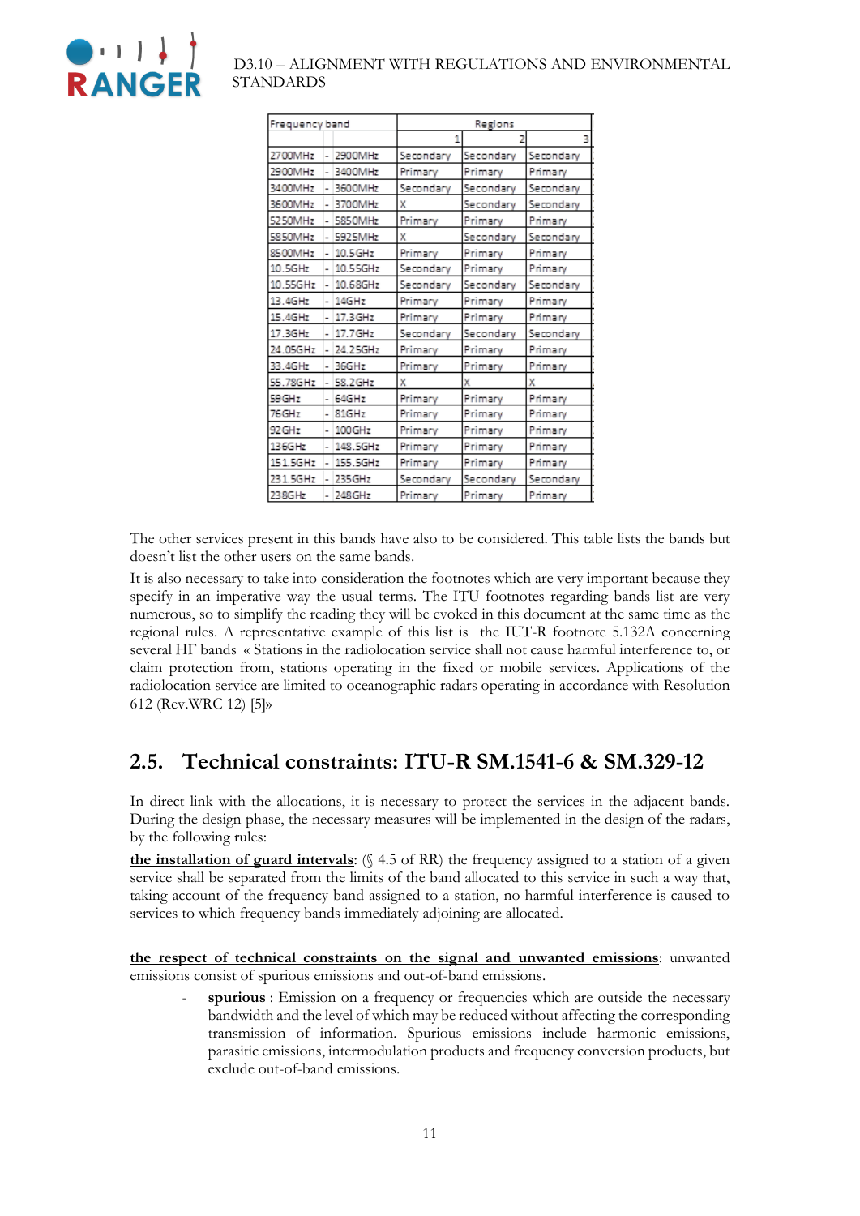| Frequency band | | | Regions | | |
|---|---|---|---|---|---|
| | | | 1 | 2 | 3 |
| 2700MHz | - | 2900MHz | Secondary | Secondary | Secondary |
| 2900MHz | - | 3400MHz | Primary | Primary | Primary |
| 3400MHz | - | 3600MHz | Secondary | Secondary | Secondary |
| 3600MHz | - | 3700MHz | X | Secondary | Secondary |
| 5250MHz | - | 5850MHz | Primary | Primary | Primary |
| 5850MHz | - | 5925MHz | X | Secondary | Secondary |
| 8500MHz | - | 10.5GHz | Primary | Primary | Primary |
| 10.5GHz | - | 10.55GHz | Secondary | Primary | Primary |
| 10.55GHz | - | 10.68GHz | Secondary | Secondary | Secondary |
| 13.4GHz | - | 14GHz | Primary | Primary | Primary |
| 15.4GHz | - | 17.3GHz | Primary | Primary | Primary |
| 17.3GHz | - | 17.7GHz | Secondary | Secondary | Secondary |
| 24.05GHz | - | 24.25GHz | Primary | Primary | Primary |
| 33.4GHz | - | 36GHz | Primary | Primary | Primary |
| 55.78GHz | - | 58.2GHz | X | X | X |
| 59GHz | - | 64GHz | Primary | Primary | Primary |
| 76GHz | - | 81GHz | Primary | Primary | Primary |
| 92GHz | - | 100GHz | Primary | Primary | Primary |
| 136GHz | - | 148.5GHz | Primary | Primary | Primary |
| 151.5GHz | - | 155.5GHz | Primary | Primary | Primary |
| 231.5GHz | - | 235GHz | Secondary | Secondary | Secondary |
| 238GHz | - | 248GHz | Primary | Primary | Primary |

The other services present in this bands have also to be considered. This table lists the bands but doesn't list the other users on the same bands.

It is also necessary to take into consideration the footnotes which are very important because they specify in an imperative way the usual terms. The ITU footnotes regarding bands list are very numerous, so to simplify the reading they will be evoked in this document at the same time as the regional rules. A representative example of this list is the IUT-R footnote 5.132A concerning several HF bands « Stations in the radiolocation service shall not cause harmful interference to, or claim protection from, stations operating in the fixed or mobile services. Applications of the radiolocation service are limited to oceanographic radars operating in accordance with Resolution 612 (Rev.WRC 12) [5]»

## 2.5. Technical constraints: ITU-R SM.1541-6 & SM.329-12

In direct link with the allocations, it is necessary to protect the services in the adjacent bands. During the design phase, the necessary measures will be implemented in the design of the radars, by the following rules:

**the installation of guard intervals**: (§ 4.5 of RR) the frequency assigned to a station of a given service shall be separated from the limits of the band allocated to this service in such a way that, taking account of the frequency band assigned to a station, no harmful interference is caused to services to which frequency bands immediately adjoining are allocated.

**the respect of technical constraints on the signal and unwanted emissions**: unwanted emissions consist of spurious emissions and out-of-band emissions.

- **spurious** : Emission on a frequency or frequencies which are outside the necessary bandwidth and the level of which may be reduced without affecting the corresponding transmission of information. Spurious emissions include harmonic emissions, parasitic emissions, intermodulation products and frequency conversion products, but exclude out-of-band emissions.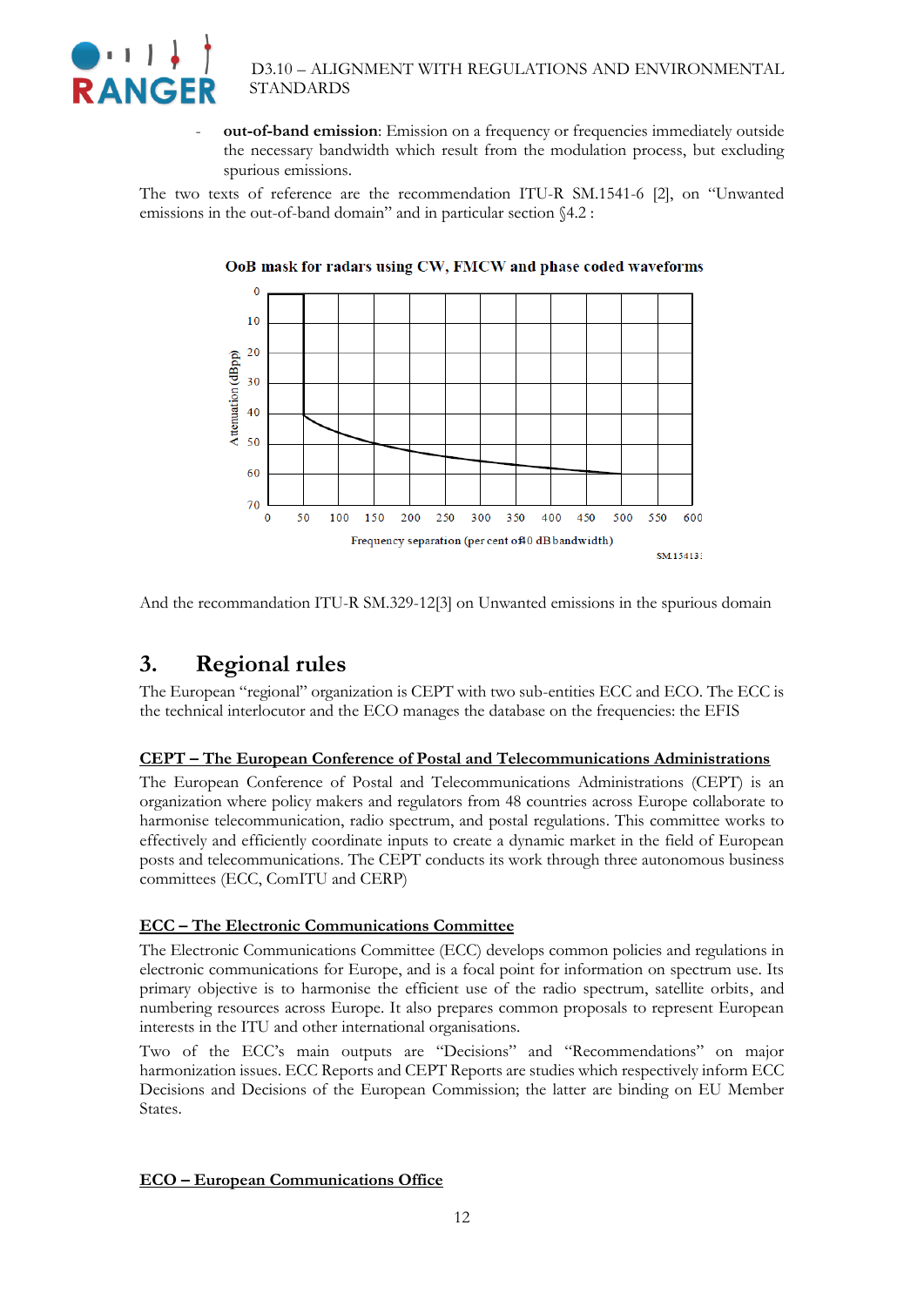- **out-of-band emission**: Emission on a frequency or frequencies immediately outside the necessary bandwidth which result from the modulation process, but excluding spurious emissions.

The two texts of reference are the recommendation ITU-R SM.1541-6 [2], on "Unwanted emissions in the out-of-band domain" and in particular section §4.2 :

**OoB mask for radars using CW, FMCW and phase coded waveforms**

And the recommandation ITU-R SM.329-12[3] on Unwanted emissions in the spurious domain

# 3. Regional rules

The European "regional" organization is CEPT with two sub-entities ECC and ECO. The ECC is the technical interlocutor and the ECO manages the database on the frequencies: the EFIS

**CEPT – The European Conference of Postal and Telecommunications Administrations**

The European Conference of Postal and Telecommunications Administrations (CEPT) is an organization where policy makers and regulators from 48 countries across Europe collaborate to harmonise telecommunication, radio spectrum, and postal regulations. This committee works to effectively and efficiently coordinate inputs to create a dynamic market in the field of European posts and telecommunications. The CEPT conducts its work through three autonomous business committees (ECC, ComITU and CERP)

**ECC – The Electronic Communications Committee**

The Electronic Communications Committee (ECC) develops common policies and regulations in electronic communications for Europe, and is a focal point for information on spectrum use. Its primary objective is to harmonise the efficient use of the radio spectrum, satellite orbits, and numbering resources across Europe. It also prepares common proposals to represent European interests in the ITU and other international organisations.

Two of the ECC's main outputs are "Decisions" and "Recommendations" on major harmonization issues. ECC Reports and CEPT Reports are studies which respectively inform ECC Decisions and Decisions of the European Commission; the latter are binding on EU Member States.

**ECO – European Communications Office**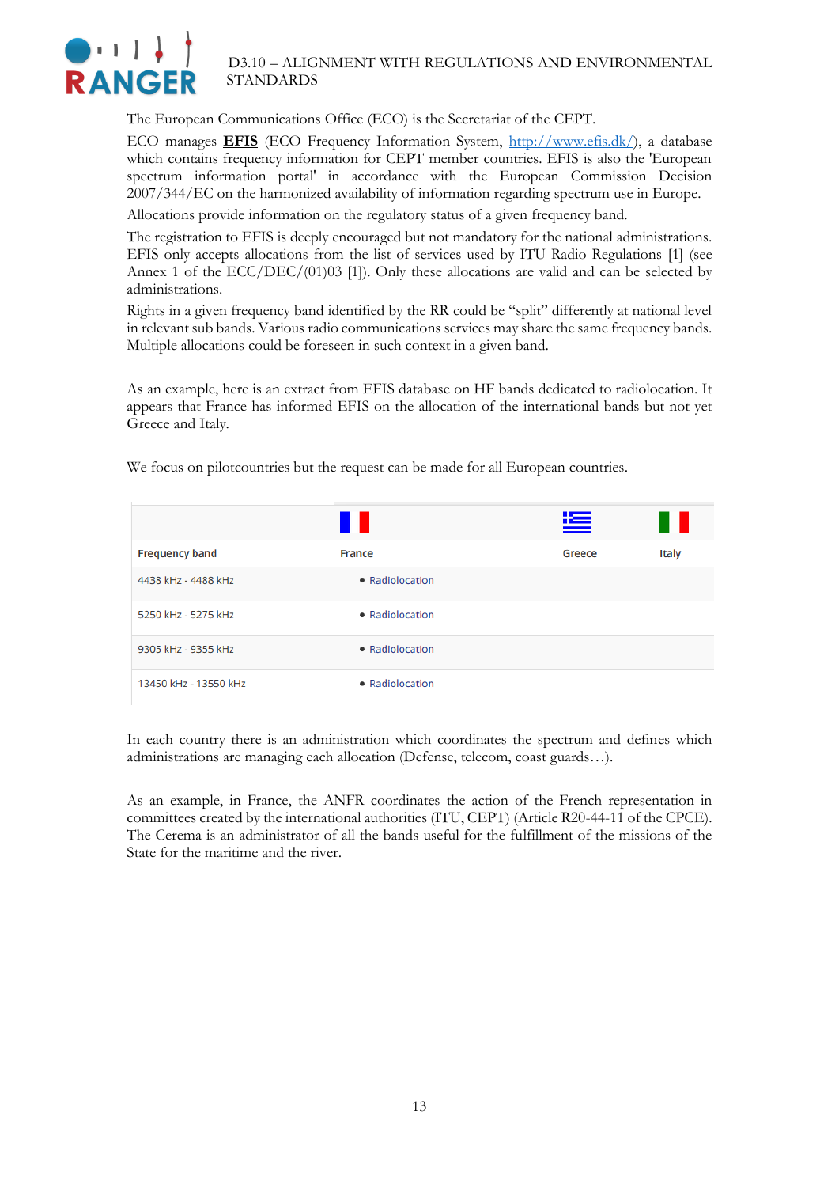The European Communications Office (ECO) is the Secretariat of the CEPT.

ECO manages **EFIS** (ECO Frequency Information System, http://www.efis.dk/), a database which contains frequency information for CEPT member countries. EFIS is also the 'European spectrum information portal' in accordance with the European Commission Decision 2007/344/EC on the harmonized availability of information regarding spectrum use in Europe.

Allocations provide information on the regulatory status of a given frequency band.

The registration to EFIS is deeply encouraged but not mandatory for the national administrations. EFIS only accepts allocations from the list of services used by ITU Radio Regulations [1] (see Annex 1 of the ECC/DEC/(01)03 [1]). Only these allocations are valid and can be selected by administrations.

Rights in a given frequency band identified by the RR could be "split" differently at national level in relevant sub bands. Various radio communications services may share the same frequency bands. Multiple allocations could be foreseen in such context in a given band.

As an example, here is an extract from EFIS database on HF bands dedicated to radiolocation. It appears that France has informed EFIS on the allocation of the international bands but not yet Greece and Italy.

We focus on pilotcountries but the request can be made for all European countries.

| Frequency band | France | Greece | Italy |
|---|---|---|---|
| 4438 kHz - 4488 kHz | • Radiolocation | | |
| 5250 kHz - 5275 kHz | • Radiolocation | | |
| 9305 kHz - 9355 kHz | • Radiolocation | | |
| 13450 kHz - 13550 kHz | • Radiolocation | | |

In each country there is an administration which coordinates the spectrum and defines which administrations are managing each allocation (Defense, telecom, coast guards…).

As an example, in France, the ANFR coordinates the action of the French representation in committees created by the international authorities (ITU, CEPT) (Article R20-44-11 of the CPCE). The Cerema is an administrator of all the bands useful for the fulfillment of the missions of the State for the maritime and the river.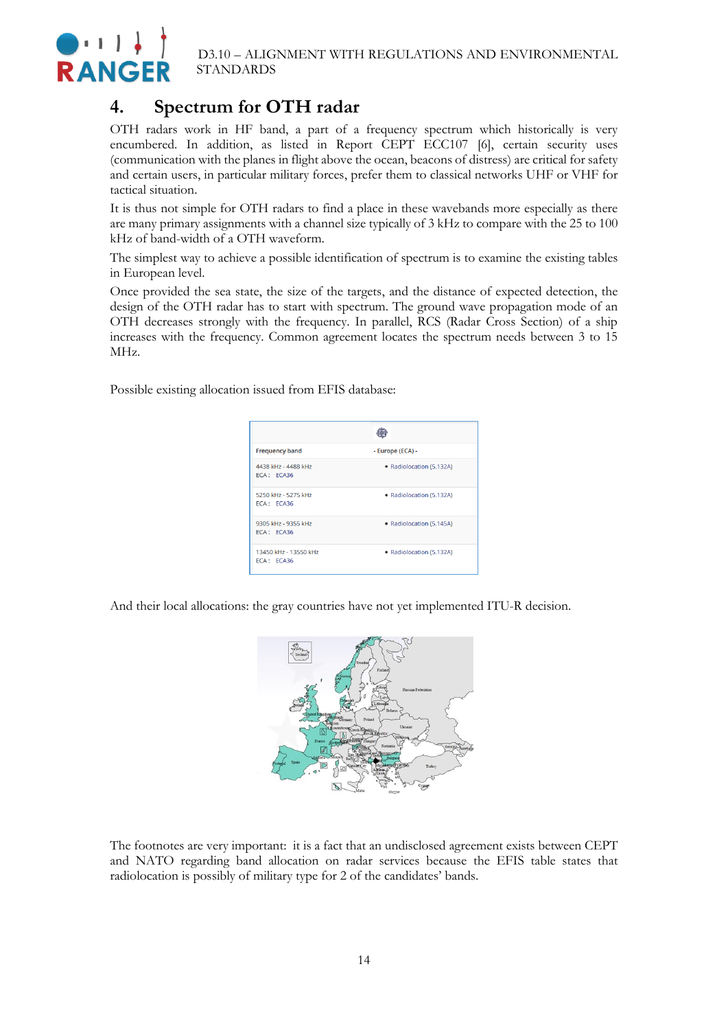# 4. Spectrum for OTH radar

OTH radars work in HF band, a part of a frequency spectrum which historically is very encumbered. In addition, as listed in Report CEPT ECC107 [6], certain security uses (communication with the planes in flight above the ocean, beacons of distress) are critical for safety and certain users, in particular military forces, prefer them to classical networks UHF or VHF for tactical situation.

It is thus not simple for OTH radars to find a place in these wavebands more especially as there are many primary assignments with a channel size typically of 3 kHz to compare with the 25 to 100 kHz of band-width of a OTH waveform.

The simplest way to achieve a possible identification of spectrum is to examine the existing tables in European level.

Once provided the sea state, the size of the targets, and the distance of expected detection, the design of the OTH radar has to start with spectrum. The ground wave propagation mode of an OTH decreases strongly with the frequency. In parallel, RCS (Radar Cross Section) of a ship increases with the frequency. Common agreement locates the spectrum needs between 3 to 15 MHz.

Possible existing allocation issued from EFIS database:

| Frequency band | - Europe (ECA) - |
|---|---|
| 4438 kHz - 4488 kHz<br>ECA : ECA36 | • Radiolocation (5.132A) |
| 5250 kHz - 5275 kHz<br>ECA : ECA36 | • Radiolocation (5.132A) |
| 9305 kHz - 9355 kHz<br>ECA : ECA36 | • Radiolocation (5.145A) |
| 13450 kHz - 13550 kHz<br>ECA : ECA36 | • Radiolocation (5.132A) |

And their local allocations: the gray countries have not yet implemented ITU-R decision.

The footnotes are very important: it is a fact that an undisclosed agreement exists between CEPT and NATO regarding band allocation on radar services because the EFIS table states that radiolocation is possibly of military type for 2 of the candidates' bands.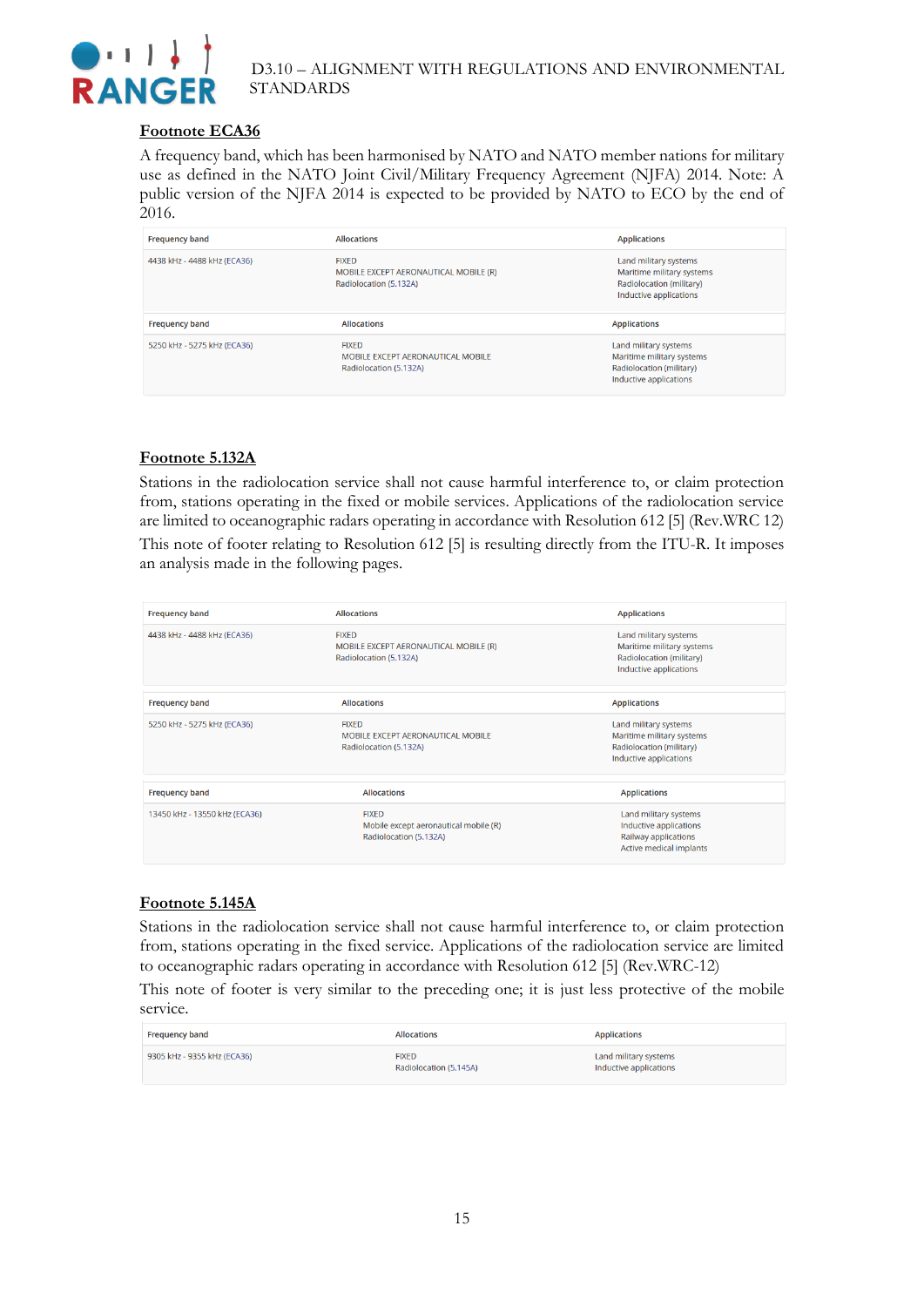## Footnote ECA36

A frequency band, which has been harmonised by NATO and NATO member nations for military use as defined in the NATO Joint Civil/Military Frequency Agreement (NJFA) 2014. Note: A public version of the NJFA 2014 is expected to be provided by NATO to ECO by the end of 2016.

| Frequency band | Allocations | Applications |
|---|---|---|
| 4438 kHz - 4488 kHz (ECA36) | FIXED<br>MOBILE EXCEPT AERONAUTICAL MOBILE (R)<br>Radiolocation (5.132A) | Land military systems<br>Maritime military systems<br>Radiolocation (military)<br>Inductive applications |

| Frequency band | Allocations | Applications |
|---|---|---|
| 5250 kHz - 5275 kHz (ECA36) | FIXED<br>MOBILE EXCEPT AERONAUTICAL MOBILE<br>Radiolocation (5.132A) | Land military systems<br>Maritime military systems<br>Radiolocation (military)<br>Inductive applications |

## Footnote 5.132A

Stations in the radiolocation service shall not cause harmful interference to, or claim protection from, stations operating in the fixed or mobile services. Applications of the radiolocation service are limited to oceanographic radars operating in accordance with Resolution 612 [5] (Rev.WRC 12)

This note of footer relating to Resolution 612 [5] is resulting directly from the ITU-R. It imposes an analysis made in the following pages.

| Frequency band | Allocations | Applications |
|---|---|---|
| 4438 kHz - 4488 kHz (ECA36) | FIXED<br>MOBILE EXCEPT AERONAUTICAL MOBILE (R)<br>Radiolocation (5.132A) | Land military systems<br>Maritime military systems<br>Radiolocation (military)<br>Inductive applications |

| Frequency band | Allocations | Applications |
|---|---|---|
| 5250 kHz - 5275 kHz (ECA36) | FIXED<br>MOBILE EXCEPT AERONAUTICAL MOBILE<br>Radiolocation (5.132A) | Land military systems<br>Maritime military systems<br>Radiolocation (military)<br>Inductive applications |

| Frequency band | Allocations | Applications |
|---|---|---|
| 13450 kHz - 13550 kHz (ECA36) | FIXED<br>Mobile except aeronautical mobile (R)<br>Radiolocation (5.132A) | Land military systems<br>Inductive applications<br>Railway applications<br>Active medical implants |

## Footnote 5.145A

Stations in the radiolocation service shall not cause harmful interference to, or claim protection from, stations operating in the fixed service. Applications of the radiolocation service are limited to oceanographic radars operating in accordance with Resolution 612 [5] (Rev.WRC-12)

This note of footer is very similar to the preceding one; it is just less protective of the mobile service.

| Frequency band | Allocations | Applications |
|---|---|---|
| 9305 kHz - 9355 kHz (ECA36) | FIXED<br>Radiolocation (5.145A) | Land military systems<br>Inductive applications |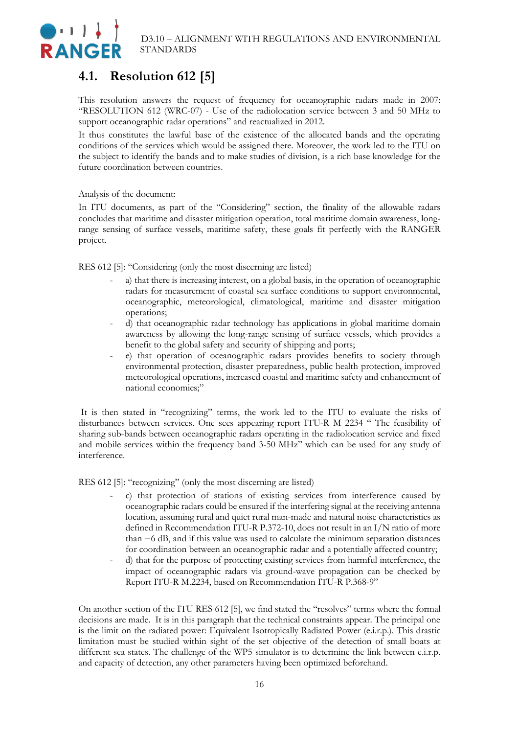## 4.1. Resolution 612 [5]

This resolution answers the request of frequency for oceanographic radars made in 2007: "RESOLUTION 612 (WRC-07) - Use of the radiolocation service between 3 and 50 MHz to support oceanographic radar operations" and reactualized in 2012.

It thus constitutes the lawful base of the existence of the allocated bands and the operating conditions of the services which would be assigned there. Moreover, the work led to the ITU on the subject to identify the bands and to make studies of division, is a rich base knowledge for the future coordination between countries.

Analysis of the document:

In ITU documents, as part of the "Considering" section, the finality of the allowable radars concludes that maritime and disaster mitigation operation, total maritime domain awareness, long-range sensing of surface vessels, maritime safety, these goals fit perfectly with the RANGER project.

RES 612 [5]: "Considering (only the most discerning are listed)

- a) that there is increasing interest, on a global basis, in the operation of oceanographic radars for measurement of coastal sea surface conditions to support environmental, oceanographic, meteorological, climatological, maritime and disaster mitigation operations;
- d) that oceanographic radar technology has applications in global maritime domain awareness by allowing the long-range sensing of surface vessels, which provides a benefit to the global safety and security of shipping and ports;
- e) that operation of oceanographic radars provides benefits to society through environmental protection, disaster preparedness, public health protection, improved meteorological operations, increased coastal and maritime safety and enhancement of national economies;"

It is then stated in "recognizing" terms, the work led to the ITU to evaluate the risks of disturbances between services. One sees appearing report ITU-R M 2234 " The feasibility of sharing sub-bands between oceanographic radars operating in the radiolocation service and fixed and mobile services within the frequency band 3-50 MHz" which can be used for any study of interference.

RES 612 [5]: "recognizing" (only the most discerning are listed)

- c) that protection of stations of existing services from interference caused by oceanographic radars could be ensured if the interfering signal at the receiving antenna location, assuming rural and quiet rural man-made and natural noise characteristics as defined in Recommendation ITU-R P.372-10, does not result in an I/N ratio of more than −6 dB, and if this value was used to calculate the minimum separation distances for coordination between an oceanographic radar and a potentially affected country;
- d) that for the purpose of protecting existing services from harmful interference, the impact of oceanographic radars via ground-wave propagation can be checked by Report ITU-R M.2234, based on Recommendation ITU-R P.368-9"

On another section of the ITU RES 612 [5], we find stated the "resolves" terms where the formal decisions are made. It is in this paragraph that the technical constraints appear. The principal one is the limit on the radiated power: Equivalent Isotropically Radiated Power (e.i.r.p.). This drastic limitation must be studied within sight of the set objective of the detection of small boats at different sea states. The challenge of the WP5 simulator is to determine the link between e.i.r.p. and capacity of detection, any other parameters having been optimized beforehand.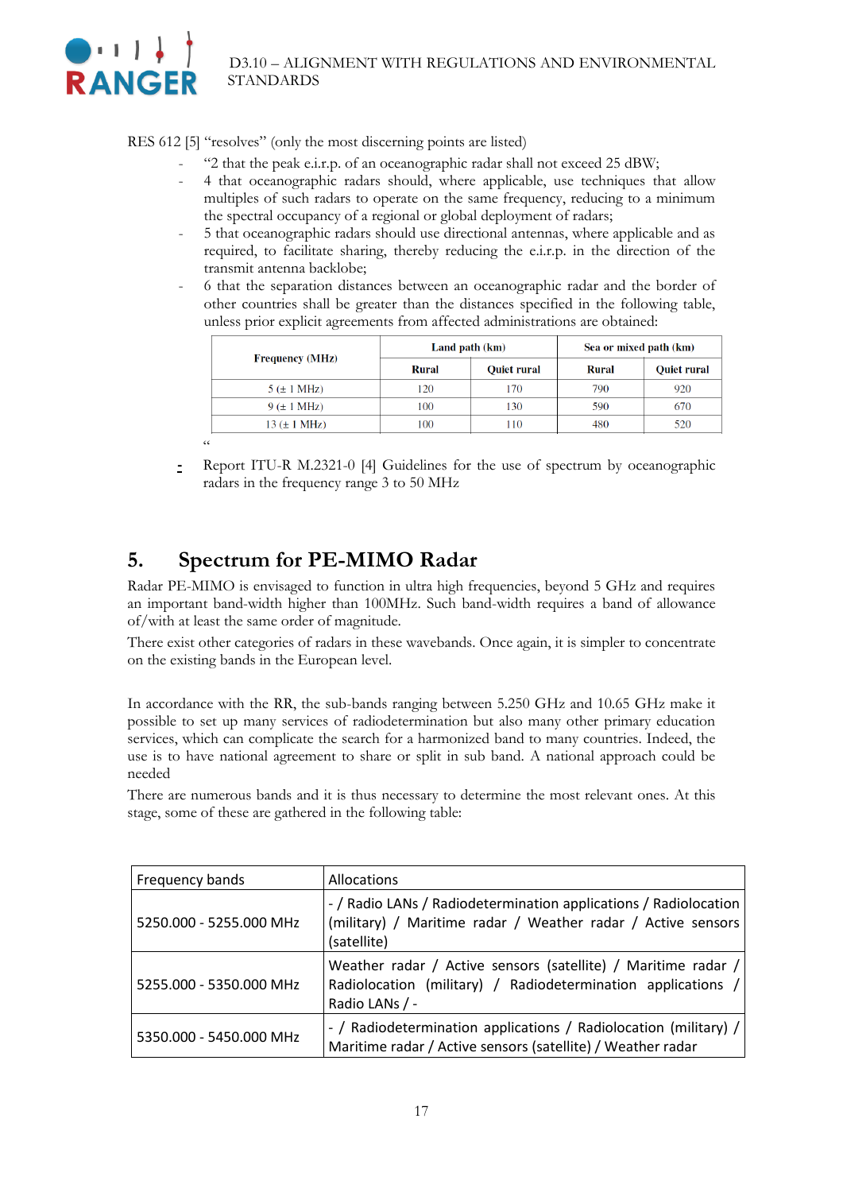RES 612 [5] "resolves" (only the most discerning points are listed)

- "2 that the peak e.i.r.p. of an oceanographic radar shall not exceed 25 dBW;
- 4 that oceanographic radars should, where applicable, use techniques that allow multiples of such radars to operate on the same frequency, reducing to a minimum the spectral occupancy of a regional or global deployment of radars;
- 5 that oceanographic radars should use directional antennas, where applicable and as required, to facilitate sharing, thereby reducing the e.i.r.p. in the direction of the transmit antenna backlobe;
- 6 that the separation distances between an oceanographic radar and the border of other countries shall be greater than the distances specified in the following table, unless prior explicit agreements from affected administrations are obtained:

| Frequency (MHz) | Land path (km) | | Sea or mixed path (km) | |
|---|---|---|---|---|
| | Rural | Quiet rural | Rural | Quiet rural |
| 5 (± 1 MHz) | 120 | 170 | 790 | 920 |
| 9 (± 1 MHz) | 100 | 130 | 590 | 670 |
| 13 (± 1 MHz) | 100 | 110 | 480 | 520 |

"

- Report ITU-R M.2321-0 [4] Guidelines for the use of spectrum by oceanographic radars in the frequency range 3 to 50 MHz

# 5. Spectrum for PE-MIMO Radar

Radar PE-MIMO is envisaged to function in ultra high frequencies, beyond 5 GHz and requires an important band-width higher than 100MHz. Such band-width requires a band of allowance of/with at least the same order of magnitude.

There exist other categories of radars in these wavebands. Once again, it is simpler to concentrate on the existing bands in the European level.

In accordance with the RR, the sub-bands ranging between 5.250 GHz and 10.65 GHz make it possible to set up many services of radiodetermination but also many other primary education services, which can complicate the search for a harmonized band to many countries. Indeed, the use is to have national agreement to share or split in sub band. A national approach could be needed

There are numerous bands and it is thus necessary to determine the most relevant ones. At this stage, some of these are gathered in the following table:

| Frequency bands | Allocations |
|---|---|
| 5250.000 - 5255.000 MHz | - / Radio LANs / Radiodetermination applications / Radiolocation (military) / Maritime radar / Weather radar / Active sensors (satellite) |
| 5255.000 - 5350.000 MHz | Weather radar / Active sensors (satellite) / Maritime radar / Radiolocation (military) / Radiodetermination applications / Radio LANs / - |
| 5350.000 - 5450.000 MHz | - / Radiodetermination applications / Radiolocation (military) / Maritime radar / Active sensors (satellite) / Weather radar |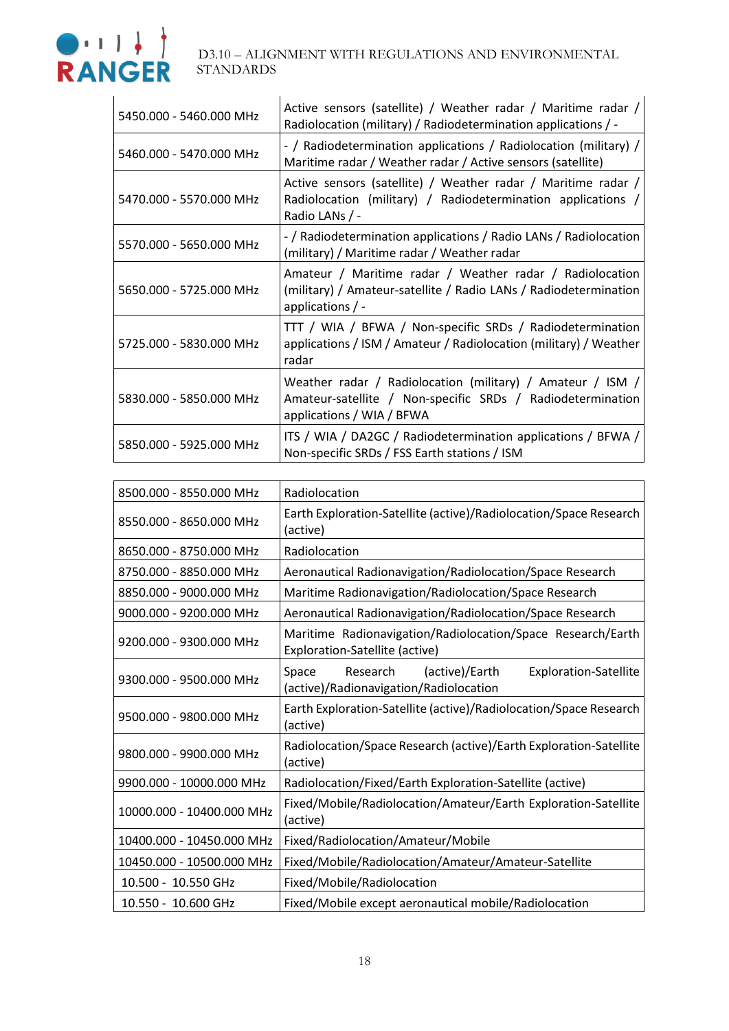| | |
|---|---|
| 5450.000 - 5460.000 MHz | Active sensors (satellite) / Weather radar / Maritime radar / Radiolocation (military) / Radiodetermination applications / - |
| 5460.000 - 5470.000 MHz | - / Radiodetermination applications / Radiolocation (military) / Maritime radar / Weather radar / Active sensors (satellite) |
| 5470.000 - 5570.000 MHz | Active sensors (satellite) / Weather radar / Maritime radar / Radiolocation (military) / Radiodetermination applications / Radio LANs / - |
| 5570.000 - 5650.000 MHz | - / Radiodetermination applications / Radio LANs / Radiolocation (military) / Maritime radar / Weather radar |
| 5650.000 - 5725.000 MHz | Amateur / Maritime radar / Weather radar / Radiolocation (military) / Amateur-satellite / Radio LANs / Radiodetermination applications / - |
| 5725.000 - 5830.000 MHz | TTT / WIA / BFWA / Non-specific SRDs / Radiodetermination applications / ISM / Amateur / Radiolocation (military) / Weather radar |
| 5830.000 - 5850.000 MHz | Weather radar / Radiolocation (military) / Amateur / ISM / Amateur-satellite / Non-specific SRDs / Radiodetermination applications / WIA / BFWA |
| 5850.000 - 5925.000 MHz | ITS / WIA / DA2GC / Radiodetermination applications / BFWA / Non-specific SRDs / FSS Earth stations / ISM |

| | |
|---|---|
| 8500.000 - 8550.000 MHz | Radiolocation |
| 8550.000 - 8650.000 MHz | Earth Exploration-Satellite (active)/Radiolocation/Space Research (active) |
| 8650.000 - 8750.000 MHz | Radiolocation |
| 8750.000 - 8850.000 MHz | Aeronautical Radionavigation/Radiolocation/Space Research |
| 8850.000 - 9000.000 MHz | Maritime Radionavigation/Radiolocation/Space Research |
| 9000.000 - 9200.000 MHz | Aeronautical Radionavigation/Radiolocation/Space Research |
| 9200.000 - 9300.000 MHz | Maritime Radionavigation/Radiolocation/Space Research/Earth Exploration-Satellite (active) |
| 9300.000 - 9500.000 MHz | Space Research (active)/Earth Exploration-Satellite (active)/Radionavigation/Radiolocation |
| 9500.000 - 9800.000 MHz | Earth Exploration-Satellite (active)/Radiolocation/Space Research (active) |
| 9800.000 - 9900.000 MHz | Radiolocation/Space Research (active)/Earth Exploration-Satellite (active) |
| 9900.000 - 10000.000 MHz | Radiolocation/Fixed/Earth Exploration-Satellite (active) |
| 10000.000 - 10400.000 MHz | Fixed/Mobile/Radiolocation/Amateur/Earth Exploration-Satellite (active) |
| 10400.000 - 10450.000 MHz | Fixed/Radiolocation/Amateur/Mobile |
| 10450.000 - 10500.000 MHz | Fixed/Mobile/Radiolocation/Amateur/Amateur-Satellite |
| 10.500 - 10.550 GHz | Fixed/Mobile/Radiolocation |
| 10.550 - 10.600 GHz | Fixed/Mobile except aeronautical mobile/Radiolocation |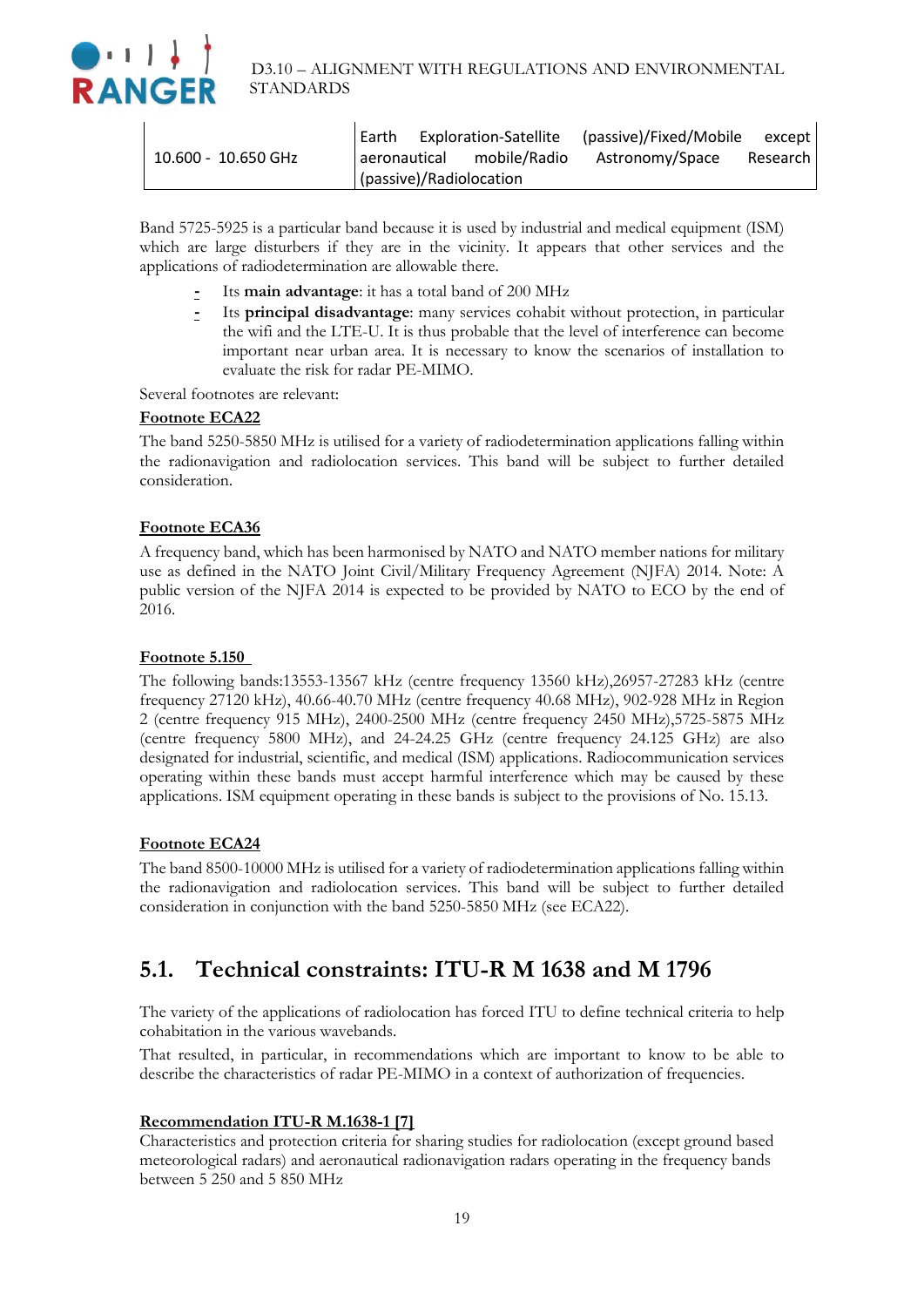| | |
|---|---|
| 10.600 - 10.650 GHz | Earth Exploration-Satellite (passive)/Fixed/Mobile except aeronautical mobile/Radio Astronomy/Space Research (passive)/Radiolocation |

Band 5725-5925 is a particular band because it is used by industrial and medical equipment (ISM) which are large disturbers if they are in the vicinity. It appears that other services and the applications of radiodetermination are allowable there.

- Its **main advantage**: it has a total band of 200 MHz
- Its **principal disadvantage**: many services cohabit without protection, in particular the wifi and the LTE-U. It is thus probable that the level of interference can become important near urban area. It is necessary to know the scenarios of installation to evaluate the risk for radar PE-MIMO.

Several footnotes are relevant:

**Footnote ECA22**

The band 5250-5850 MHz is utilised for a variety of radiodetermination applications falling within the radionavigation and radiolocation services. This band will be subject to further detailed consideration.

**Footnote ECA36**

A frequency band, which has been harmonised by NATO and NATO member nations for military use as defined in the NATO Joint Civil/Military Frequency Agreement (NJFA) 2014. Note: A public version of the NJFA 2014 is expected to be provided by NATO to ECO by the end of 2016.

**Footnote 5.150**

The following bands:13553-13567 kHz (centre frequency 13560 kHz),26957-27283 kHz (centre frequency 27120 kHz), 40.66-40.70 MHz (centre frequency 40.68 MHz), 902-928 MHz in Region 2 (centre frequency 915 MHz), 2400-2500 MHz (centre frequency 2450 MHz),5725-5875 MHz (centre frequency 5800 MHz), and 24-24.25 GHz (centre frequency 24.125 GHz) are also designated for industrial, scientific, and medical (ISM) applications. Radiocommunication services operating within these bands must accept harmful interference which may be caused by these applications. ISM equipment operating in these bands is subject to the provisions of No. 15.13.

**Footnote ECA24**

The band 8500-10000 MHz is utilised for a variety of radiodetermination applications falling within the radionavigation and radiolocation services. This band will be subject to further detailed consideration in conjunction with the band 5250-5850 MHz (see ECA22).

## 5.1. Technical constraints: ITU-R M 1638 and M 1796

The variety of the applications of radiolocation has forced ITU to define technical criteria to help cohabitation in the various wavebands.

That resulted, in particular, in recommendations which are important to know to be able to describe the characteristics of radar PE-MIMO in a context of authorization of frequencies.

**Recommendation ITU-R M.1638-1 [7]**

Characteristics and protection criteria for sharing studies for radiolocation (except ground based meteorological radars) and aeronautical radionavigation radars operating in the frequency bands between 5 250 and 5 850 MHz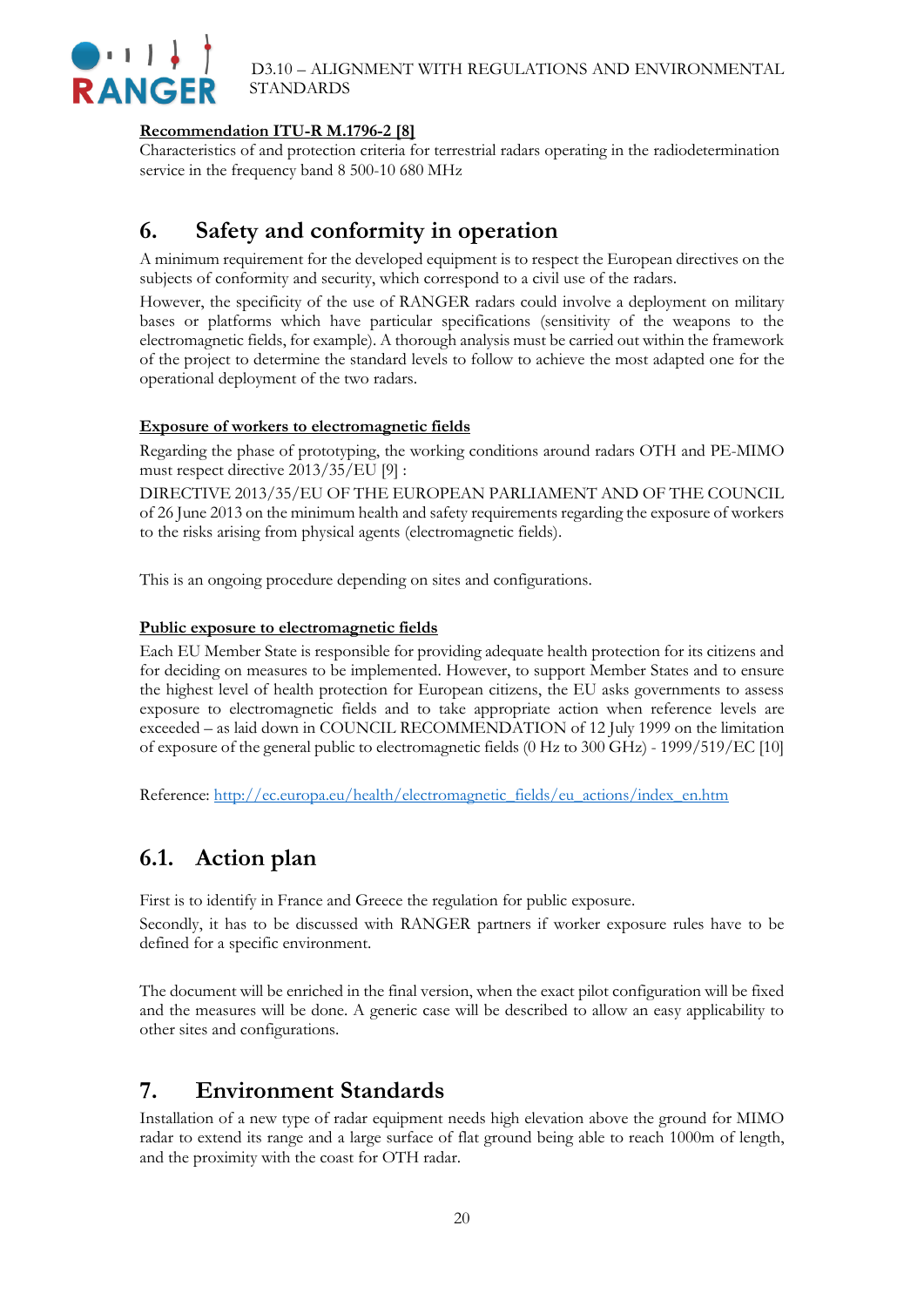**Recommendation ITU-R M.1796-2 [8]**

Characteristics of and protection criteria for terrestrial radars operating in the radiodetermination service in the frequency band 8 500-10 680 MHz

# 6. Safety and conformity in operation

A minimum requirement for the developed equipment is to respect the European directives on the subjects of conformity and security, which correspond to a civil use of the radars.

However, the specificity of the use of RANGER radars could involve a deployment on military bases or platforms which have particular specifications (sensitivity of the weapons to the electromagnetic fields, for example). A thorough analysis must be carried out within the framework of the project to determine the standard levels to follow to achieve the most adapted one for the operational deployment of the two radars.

**Exposure of workers to electromagnetic fields**

Regarding the phase of prototyping, the working conditions around radars OTH and PE-MIMO must respect directive 2013/35/EU [9] :

DIRECTIVE 2013/35/EU OF THE EUROPEAN PARLIAMENT AND OF THE COUNCIL of 26 June 2013 on the minimum health and safety requirements regarding the exposure of workers to the risks arising from physical agents (electromagnetic fields).

This is an ongoing procedure depending on sites and configurations.

**Public exposure to electromagnetic fields**

Each EU Member State is responsible for providing adequate health protection for its citizens and for deciding on measures to be implemented. However, to support Member States and to ensure the highest level of health protection for European citizens, the EU asks governments to assess exposure to electromagnetic fields and to take appropriate action when reference levels are exceeded – as laid down in COUNCIL RECOMMENDATION of 12 July 1999 on the limitation of exposure of the general public to electromagnetic fields (0 Hz to 300 GHz) - 1999/519/EC [10]

Reference: http://ec.europa.eu/health/electromagnetic_fields/eu_actions/index_en.htm

## 6.1. Action plan

First is to identify in France and Greece the regulation for public exposure.

Secondly, it has to be discussed with RANGER partners if worker exposure rules have to be defined for a specific environment.

The document will be enriched in the final version, when the exact pilot configuration will be fixed and the measures will be done. A generic case will be described to allow an easy applicability to other sites and configurations.

# 7. Environment Standards

Installation of a new type of radar equipment needs high elevation above the ground for MIMO radar to extend its range and a large surface of flat ground being able to reach 1000m of length, and the proximity with the coast for OTH radar.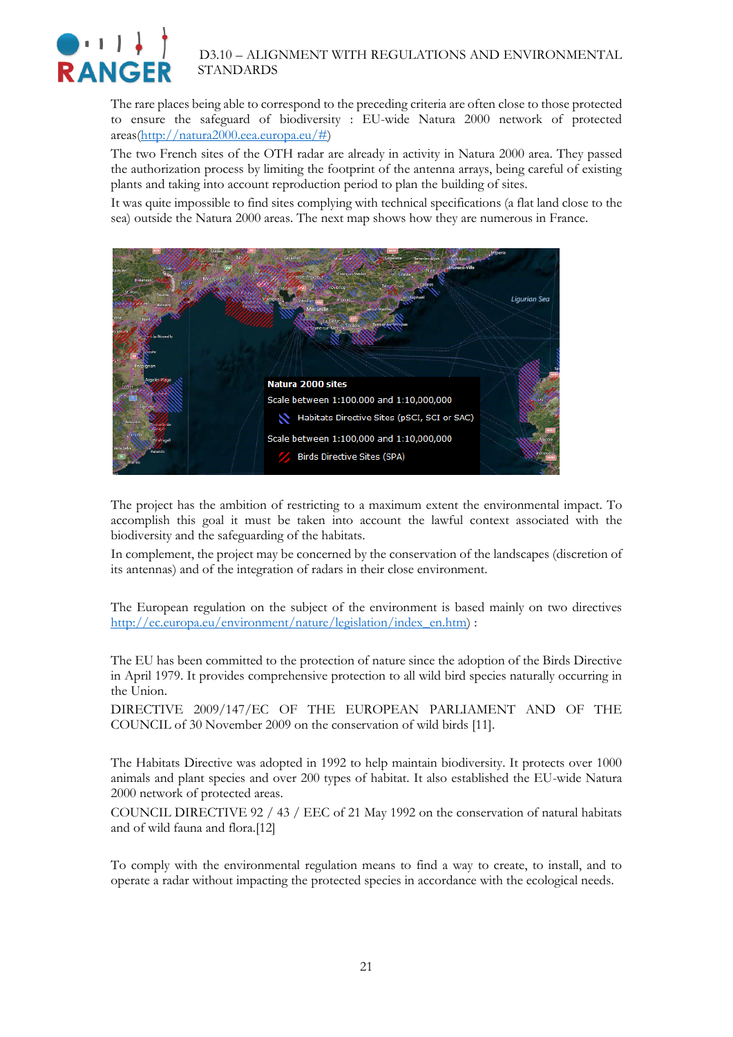The rare places being able to correspond to the preceding criteria are often close to those protected to ensure the safeguard of biodiversity : EU-wide Natura 2000 network of protected areas(http://natura2000.eea.europa.eu/#)

The two French sites of the OTH radar are already in activity in Natura 2000 area. They passed the authorization process by limiting the footprint of the antenna arrays, being careful of existing plants and taking into account reproduction period to plan the building of sites.

It was quite impossible to find sites complying with technical specifications (a flat land close to the sea) outside the Natura 2000 areas. The next map shows how they are numerous in France.

The project has the ambition of restricting to a maximum extent the environmental impact. To accomplish this goal it must be taken into account the lawful context associated with the biodiversity and the safeguarding of the habitats.

In complement, the project may be concerned by the conservation of the landscapes (discretion of its antennas) and of the integration of radars in their close environment.

The European regulation on the subject of the environment is based mainly on two directives http://ec.europa.eu/environment/nature/legislation/index_en.htm) :

The EU has been committed to the protection of nature since the adoption of the Birds Directive in April 1979. It provides comprehensive protection to all wild bird species naturally occurring in the Union.

DIRECTIVE 2009/147/EC OF THE EUROPEAN PARLIAMENT AND OF THE COUNCIL of 30 November 2009 on the conservation of wild birds [11].

The Habitats Directive was adopted in 1992 to help maintain biodiversity. It protects over 1000 animals and plant species and over 200 types of habitat. It also established the EU-wide Natura 2000 network of protected areas.

COUNCIL DIRECTIVE 92 / 43 / EEC of 21 May 1992 on the conservation of natural habitats and of wild fauna and flora.[12]

To comply with the environmental regulation means to find a way to create, to install, and to operate a radar without impacting the protected species in accordance with the ecological needs.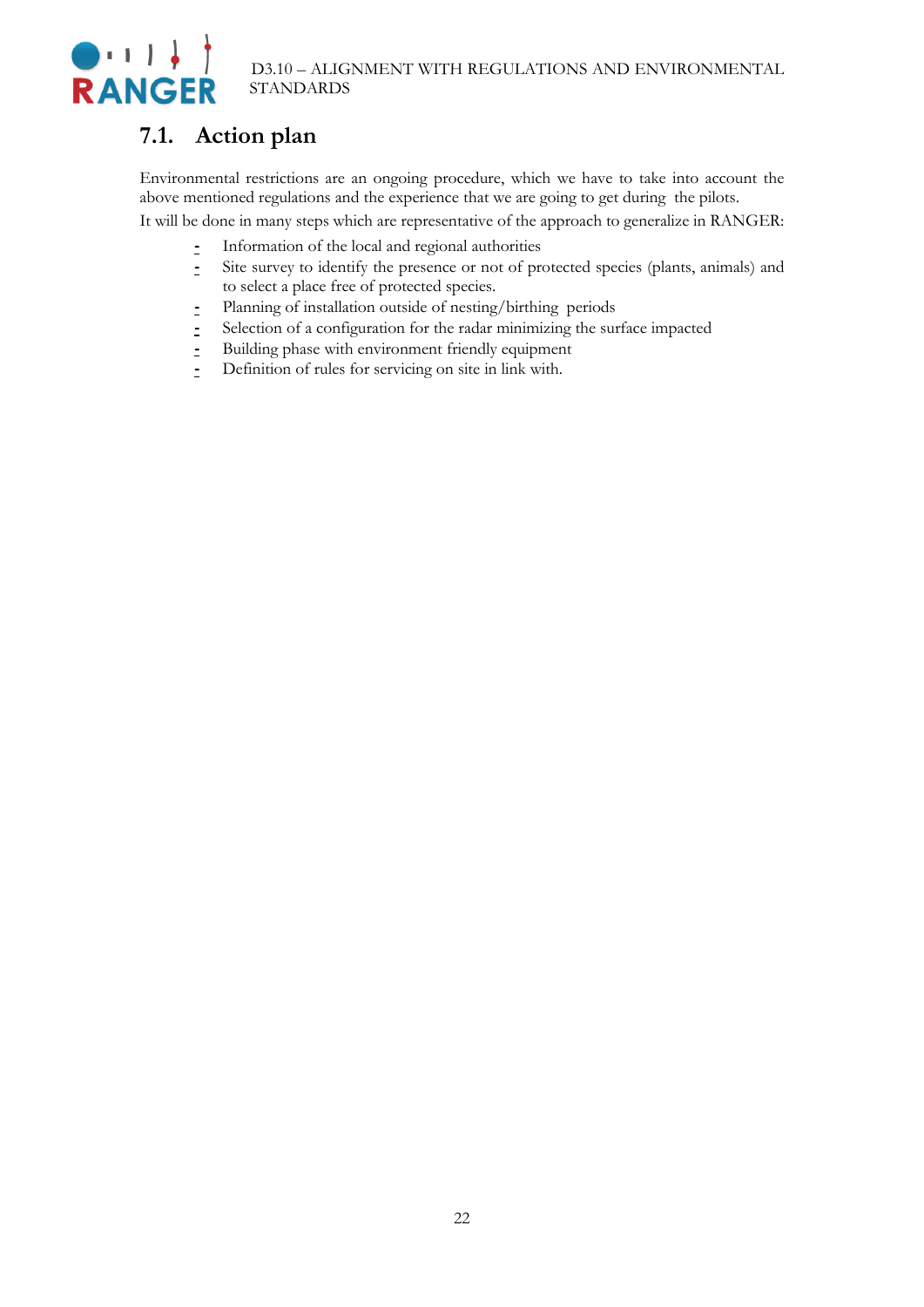## 7.1. Action plan

Environmental restrictions are an ongoing procedure, which we have to take into account the above mentioned regulations and the experience that we are going to get during the pilots.

It will be done in many steps which are representative of the approach to generalize in RANGER:

- Information of the local and regional authorities
- Site survey to identify the presence or not of protected species (plants, animals) and to select a place free of protected species.
- Planning of installation outside of nesting/birthing periods
- Selection of a configuration for the radar minimizing the surface impacted
- Building phase with environment friendly equipment
- Definition of rules for servicing on site in link with.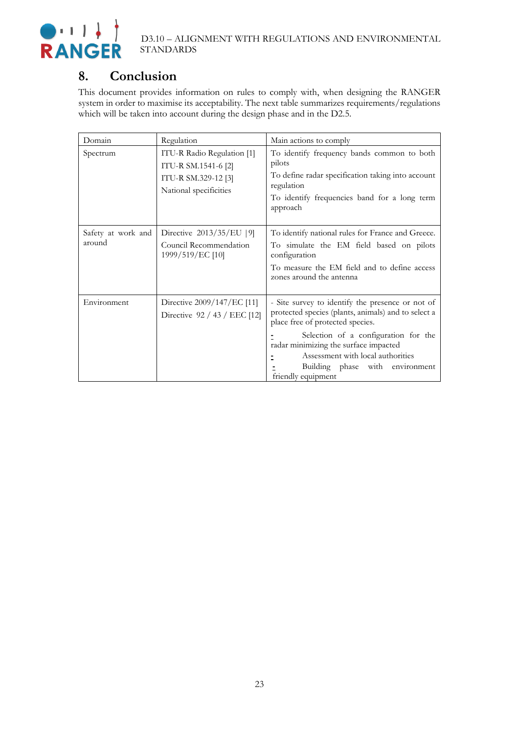# 8. Conclusion

This document provides information on rules to comply with, when designing the RANGER system in order to maximise its acceptability. The next table summarizes requirements/regulations which will be taken into account during the design phase and in the D2.5.

| Domain | Regulation | Main actions to comply |
|---|---|---|
| Spectrum | ITU-R Radio Regulation [1]<br>ITU-R SM.1541-6 [2]<br>ITU-R SM.329-12 [3]<br>National specificities | To identify frequency bands common to both pilots<br>To define radar specification taking into account regulation<br>To identify frequencies band for a long term approach |
| Safety at work and around | Directive 2013/35/EU [9]<br>Council Recommendation 1999/519/EC [10] | To identify national rules for France and Greece.<br>To simulate the EM field based on pilots configuration<br>To measure the EM field and to define access zones around the antenna |
| Environment | Directive 2009/147/EC [11]<br>Directive 92 / 43 / EEC [12] | - Site survey to identify the presence or not of protected species (plants, animals) and to select a place free of protected species.<br>- Selection of a configuration for the radar minimizing the surface impacted<br>- Assessment with local authorities<br>- Building phase with environment friendly equipment |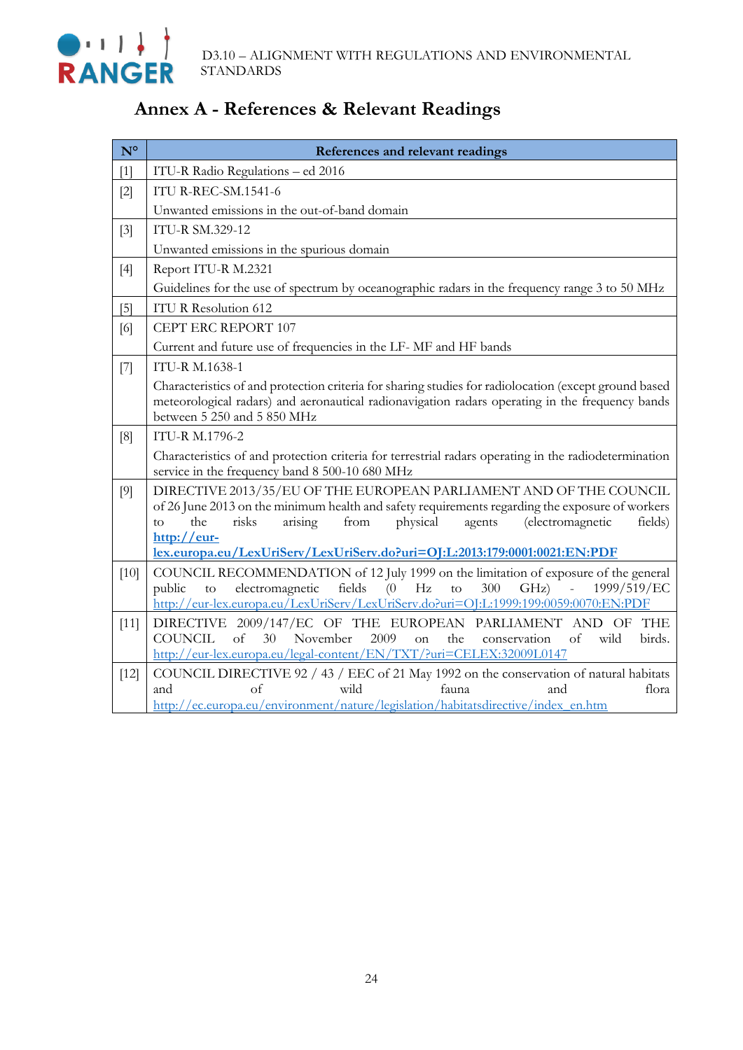# Annex A - References & Relevant Readings

| N° | References and relevant readings |
|---|---|
| [1] | ITU-R Radio Regulations – ed 2016 |
| [2] | ITU R-REC-SM.1541-6<br>Unwanted emissions in the out-of-band domain |
| [3] | ITU-R SM.329-12<br>Unwanted emissions in the spurious domain |
| [4] | Report ITU-R M.2321<br>Guidelines for the use of spectrum by oceanographic radars in the frequency range 3 to 50 MHz |
| [5] | ITU R Resolution 612 |
| [6] | CEPT ERC REPORT 107<br>Current and future use of frequencies in the LF- MF and HF bands |
| [7] | ITU-R M.1638-1<br>Characteristics of and protection criteria for sharing studies for radiolocation (except ground based meteorological radars) and aeronautical radionavigation radars operating in the frequency bands between 5 250 and 5 850 MHz |
| [8] | ITU-R M.1796-2<br>Characteristics of and protection criteria for terrestrial radars operating in the radiodetermination service in the frequency band 8 500-10 680 MHz |
| [9] | DIRECTIVE 2013/35/EU OF THE EUROPEAN PARLIAMENT AND OF THE COUNCIL of 26 June 2013 on the minimum health and safety requirements regarding the exposure of workers to the risks arising from physical agents (electromagnetic fields) **http://eur-lex.europa.eu/LexUriServ/LexUriServ.do?uri=OJ:L:2013:179:0001:0021:EN:PDF** |
| [10] | COUNCIL RECOMMENDATION of 12 July 1999 on the limitation of exposure of the general public to electromagnetic fields (0 Hz to 300 GHz) - 1999/519/EC http://eur-lex.europa.eu/LexUriServ/LexUriServ.do?uri=OJ:L:1999:199:0059:0070:EN:PDF |
| [11] | DIRECTIVE 2009/147/EC OF THE EUROPEAN PARLIAMENT AND OF THE COUNCIL of 30 November 2009 on the conservation of wild birds. http://eur-lex.europa.eu/legal-content/EN/TXT/?uri=CELEX:32009L0147 |
| [12] | COUNCIL DIRECTIVE 92 / 43 / EEC of 21 May 1992 on the conservation of natural habitats and of wild fauna and flora http://ec.europa.eu/environment/nature/legislation/habitatsdirective/index_en.htm |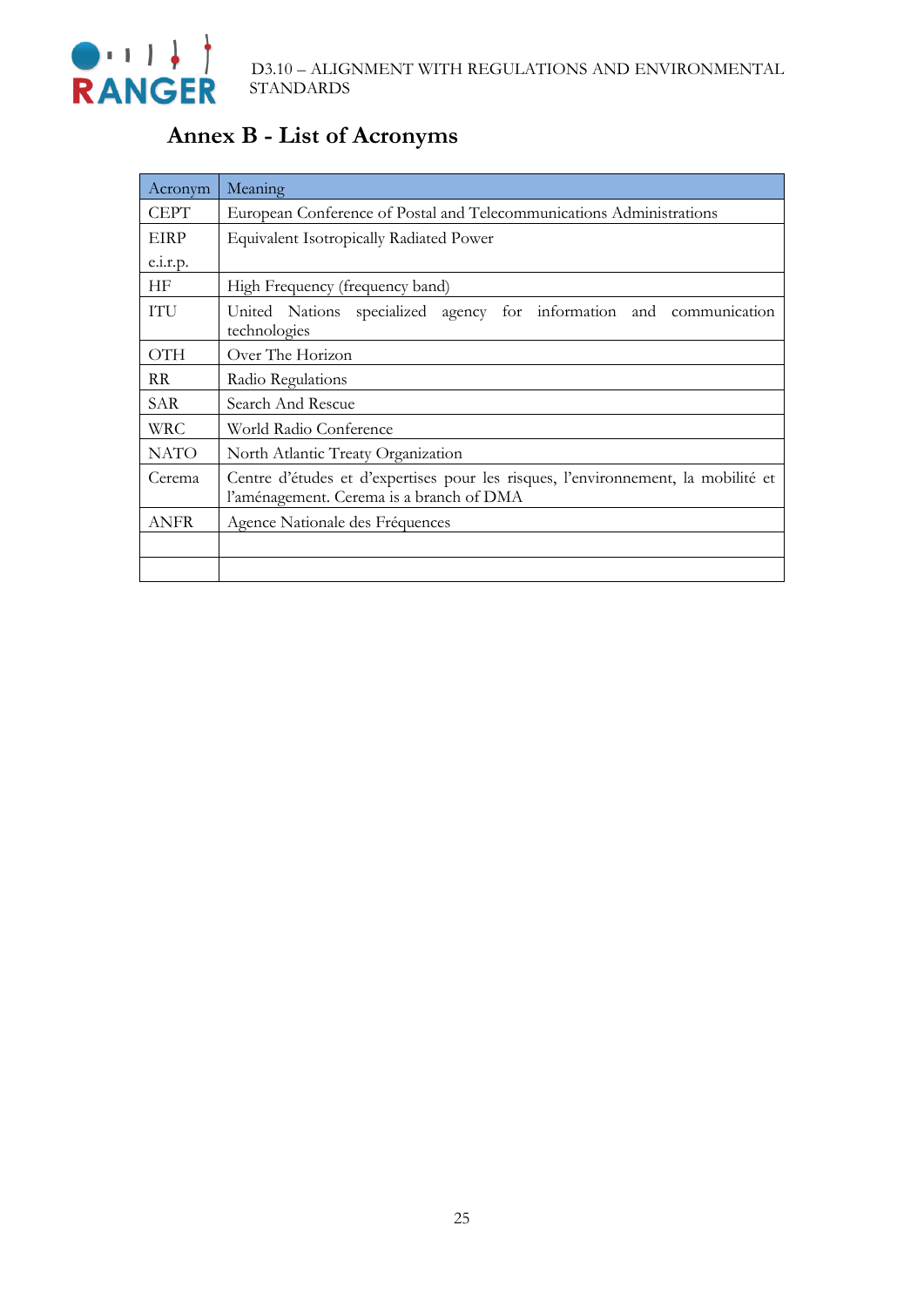# Annex B - List of Acronyms

| Acronym | Meaning |
|---|---|
| CEPT | European Conference of Postal and Telecommunications Administrations |
| EIRP e.i.r.p. | Equivalent Isotropically Radiated Power |
| HF | High Frequency (frequency band) |
| ITU | United Nations specialized agency for information and communication technologies |
| OTH | Over The Horizon |
| RR | Radio Regulations |
| SAR | Search And Rescue |
| WRC | World Radio Conference |
| NATO | North Atlantic Treaty Organization |
| Cerema | Centre d'études et d'expertises pour les risques, l'environnement, la mobilité et l'aménagement. Cerema is a branch of DMA |
| ANFR | Agence Nationale des Fréquences |
| | |
| | |